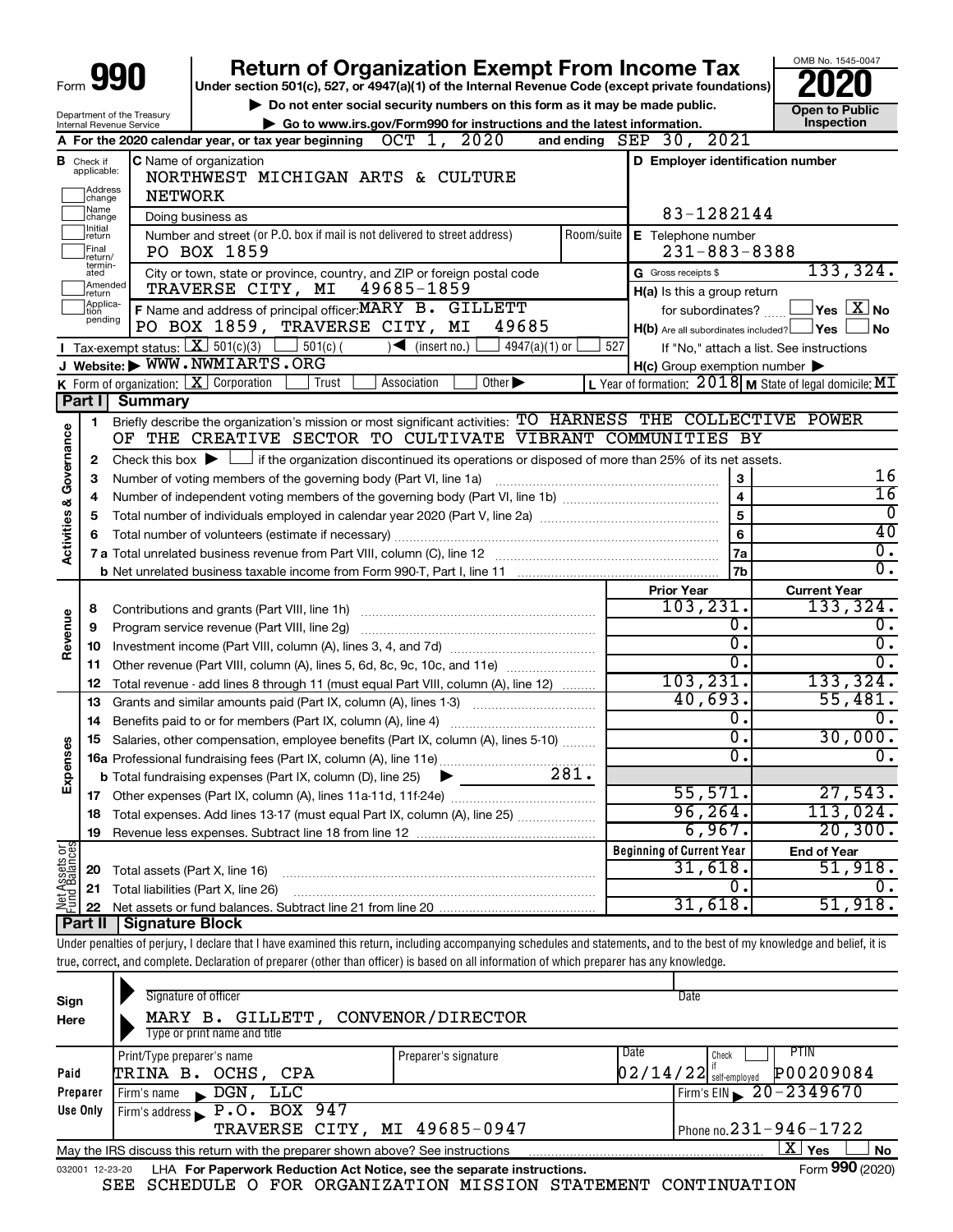Form **990**

# Return of Organization Exempt From Income Tax

**Under section 501(c), 527, or 4947(a)(1) of the Internal Revenue Code (except private foundations)**

▶ Do not enter social security numbers on this form as it may be made public.

▶ Go to www.irs.gov/Form990 for instructions and the latest information.

OMB No. 1545-0047

**2020**

**Open to Public Inspection**

Department of the Treasury
Internal Revenue Service

**A** For the 2020 calendar year, or tax year beginning OCT 1, 2020 and ending SEP 30, 2021

**B** Check if applicable: Address change / Name change / Initial return / Final return/terminated / Amended return / Application pending

**C** Name of organization: NORTHWEST MICHIGAN ARTS & CULTURE NETWORK

Doing business as

Number and street (or P.O. box if mail is not delivered to street address): PO BOX 1859 — Room/suite

City or town, state or province, country, and ZIP or foreign postal code: TRAVERSE CITY, MI 49685-1859

**D** Employer identification number: 83-1282144

**E** Telephone number: 231-883-8388

**G** Gross receipts $ 133,324.

**F** Name and address of principal officer: MARY B. GILLETT, PO BOX 1859, TRAVERSE CITY, MI 49685

**H(a)** Is this a group return for subordinates? ☐ Yes ☒ No

**H(b)** Are all subordinates included? ☐ Yes ☐ No — If "No," attach a list. See instructions

**H(c)** Group exemption number ▶

**I** Tax-exempt status: ☒ 501(c)(3) ☐ 501(c) ( ) ◀ (insert no.) ☐ 4947(a)(1) or ☐ 527

**J** Website: ▶ WWW.NWMIARTS.ORG

**K** Form of organization: ☒ Corporation ☐ Trust ☐ Association ☐ Other ▶

**L** Year of formation: 2018 **M** State of legal domicile: MI

## Part I Summary

**Activities & Governance**

1. Briefly describe the organization's mission or most significant activities: TO HARNESS THE COLLECTIVE POWER OF THE CREATIVE SECTOR TO CULTIVATE VIBRANT COMMUNITIES BY
2. Check this box ▶ ☐ if the organization discontinued its operations or disposed of more than 25% of its net assets.

| | | | |
|---|---|---|---|
| 3 | Number of voting members of the governing body (Part VI, line 1a) | 3 | 16 |
| 4 | Number of independent voting members of the governing body (Part VI, line 1b) | 4 | 16 |
| 5 | Total number of individuals employed in calendar year 2020 (Part V, line 2a) | 5 | 0 |
| 6 | Total number of volunteers (estimate if necessary) | 6 | 40 |
| 7a | Total unrelated business revenue from Part VIII, column (C), line 12 | 7a | 0. |
| b | Net unrelated business taxable income from Form 990-T, Part I, line 11 | 7b | 0. |

| | | Prior Year | Current Year |
|---|---|---|---|
| **Revenue** | | | |
| 8 | Contributions and grants (Part VIII, line 1h) | 103,231. | 133,324. |
| 9 | Program service revenue (Part VIII, line 2g) | 0. | 0. |
| 10 | Investment income (Part VIII, column (A), lines 3, 4, and 7d) | 0. | 0. |
| 11 | Other revenue (Part VIII, column (A), lines 5, 6d, 8c, 9c, 10c, and 11e) | 0. | 0. |
| 12 | Total revenue - add lines 8 through 11 (must equal Part VIII, column (A), line 12) | 103,231. | 133,324. |
| **Expenses** | | | |
| 13 | Grants and similar amounts paid (Part IX, column (A), lines 1-3) | 40,693. | 55,481. |
| 14 | Benefits paid to or for members (Part IX, column (A), line 4) | 0. | 0. |
| 15 | Salaries, other compensation, employee benefits (Part IX, column (A), lines 5-10) | 0. | 30,000. |
| 16a | Professional fundraising fees (Part IX, column (A), line 11e) | 0. | 0. |
| b | Total fundraising expenses (Part IX, column (D), line 25) ▶ 281. | | |
| 17 | Other expenses (Part IX, column (A), lines 11a-11d, 11f-24e) | 55,571. | 27,543. |
| 18 | Total expenses. Add lines 13-17 (must equal Part IX, column (A), line 25) | 96,264. | 113,024. |
| 19 | Revenue less expenses. Subtract line 18 from line 12 | 6,967. | 20,300. |

| **Net Assets or Fund Balances** | | Beginning of Current Year | End of Year |
|---|---|---|---|
| 20 | Total assets (Part X, line 16) | 31,618. | 51,918. |
| 21 | Total liabilities (Part X, line 26) | 0. | 0. |
| 22 | Net assets or fund balances. Subtract line 21 from line 20 | 31,618. | 51,918. |

## Part II Signature Block

Under penalties of perjury, I declare that I have examined this return, including accompanying schedules and statements, and to the best of my knowledge and belief, it is true, correct, and complete. Declaration of preparer (other than officer) is based on all information of which preparer has any knowledge.

**Sign Here**

Signature of officer — Date

MARY B. GILLETT, CONVENOR/DIRECTOR
Type or print name and title

| **Paid Preparer Use Only** | | | | |
|---|---|---|---|---|
| Print/Type preparer's name | Preparer's signature | Date | Check ☐ if self-employed | PTIN |
| TRINA B. OCHS, CPA | | 02/14/22 | | P00209084 |
| Firm's name ▶ DGN, LLC | | | Firm's EIN ▶ 20-2349670 | |
| Firm's address ▶ P.O. BOX 947, TRAVERSE CITY, MI 49685-0947 | | | Phone no. 231-946-1722 | |

May the IRS discuss this return with the preparer shown above? See instructions ☒ Yes ☐ No

032001 12-23-20 LHA **For Paperwork Reduction Act Notice, see the separate instructions.** Form **990** (2020)

SEE SCHEDULE O FOR ORGANIZATION MISSION STATEMENT CONTINUATION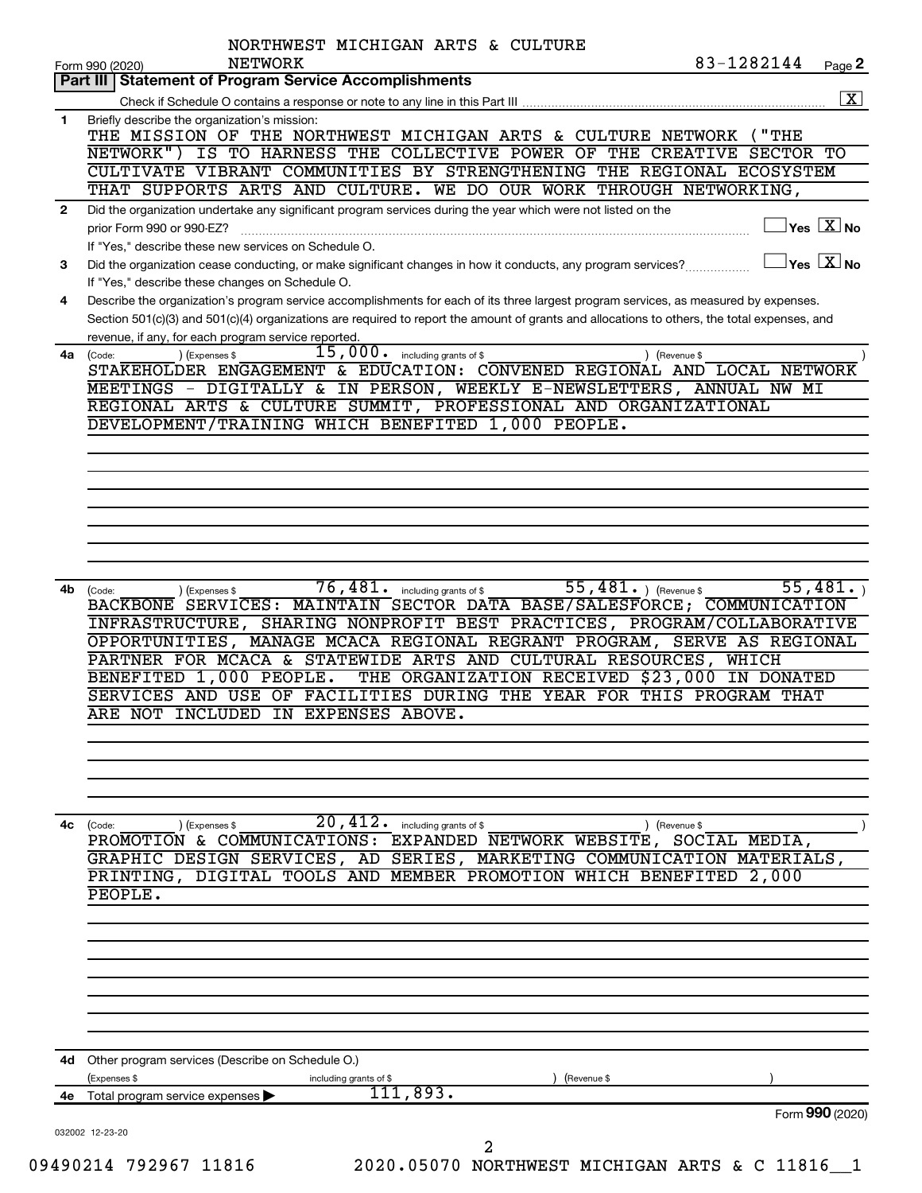NORTHWEST MICHIGAN ARTS & CULTURE NETWORK

Form 990 (2020) 83-1282144 Page 2

## Part III | Statement of Program Service Accomplishments

Check if Schedule O contains a response or note to any line in this Part III [X]

**1** Briefly describe the organization's mission:

THE MISSION OF THE NORTHWEST MICHIGAN ARTS & CULTURE NETWORK ("THE NETWORK") IS TO HARNESS THE COLLECTIVE POWER OF THE CREATIVE SECTOR TO CULTIVATE VIBRANT COMMUNITIES BY STRENGTHENING THE REGIONAL ECOSYSTEM THAT SUPPORTS ARTS AND CULTURE. WE DO OUR WORK THROUGH NETWORKING,

**2** Did the organization undertake any significant program services during the year which were not listed on the prior Form 990 or 990-EZ? [ ] Yes [X] No

If "Yes," describe these new services on Schedule O.

**3** Did the organization cease conducting, or make significant changes in how it conducts, any program services? [ ] Yes [X] No

If "Yes," describe these changes on Schedule O.

**4** Describe the organization's program service accomplishments for each of its three largest program services, as measured by expenses. Section 501(c)(3) and 501(c)(4) organizations are required to report the amount of grants and allocations to others, the total expenses, and revenue, if any, for each program service reported.

**4a** (Code: ) (Expenses $ 15,000. including grants of $ ) (Revenue $ )

STAKEHOLDER ENGAGEMENT & EDUCATION: CONVENED REGIONAL AND LOCAL NETWORK MEETINGS - DIGITALLY & IN PERSON, WEEKLY E-NEWSLETTERS, ANNUAL NW MI REGIONAL ARTS & CULTURE SUMMIT, PROFESSIONAL AND ORGANIZATIONAL DEVELOPMENT/TRAINING WHICH BENEFITED 1,000 PEOPLE.

**4b** (Code: ) (Expenses $ 76,481. including grants of $ 55,481. ) (Revenue $ 55,481. )

BACKBONE SERVICES: MAINTAIN SECTOR DATA BASE/SALESFORCE; COMMUNICATION INFRASTRUCTURE, SHARING NONPROFIT BEST PRACTICES, PROGRAM/COLLABORATIVE OPPORTUNITIES, MANAGE MCACA REGIONAL REGRANT PROGRAM, SERVE AS REGIONAL PARTNER FOR MCACA & STATEWIDE ARTS AND CULTURAL RESOURCES, WHICH BENEFITED 1,000 PEOPLE. THE ORGANIZATION RECEIVED $23,000 IN DONATED SERVICES AND USE OF FACILITIES DURING THE YEAR FOR THIS PROGRAM THAT ARE NOT INCLUDED IN EXPENSES ABOVE.

**4c** (Code: ) (Expenses $ 20,412. including grants of $ ) (Revenue $ )

PROMOTION & COMMUNICATIONS: EXPANDED NETWORK WEBSITE, SOCIAL MEDIA, GRAPHIC DESIGN SERVICES, AD SERIES, MARKETING COMMUNICATION MATERIALS, PRINTING, DIGITAL TOOLS AND MEMBER PROMOTION WHICH BENEFITED 2,000 PEOPLE.

**4d** Other program services (Describe on Schedule O.)

(Expenses $ including grants of $ ) (Revenue $ )

**4e** Total program service expenses ▶ 111,893.

Form 990 (2020)

032002 12-23-20

09490214 792967 11816 2020.05070 NORTHWEST MICHIGAN ARTS & C 11816__1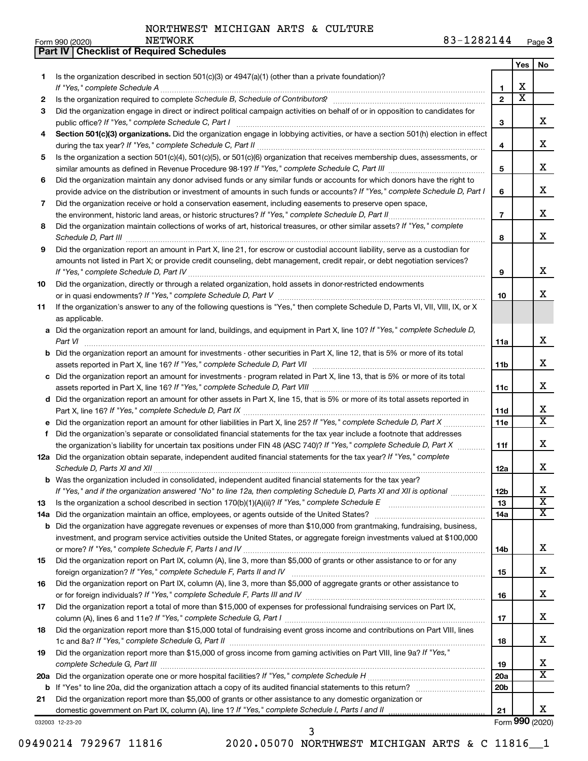NORTHWEST MICHIGAN ARTS & CULTURE NETWORK

Form 990 (2020) 83-1282144 Page 3

**Part IV | Checklist of Required Schedules**

| | | | Yes | No |
|---|---|---|---|---|
| 1 | Is the organization described in section 501(c)(3) or 4947(a)(1) (other than a private foundation)? *If "Yes," complete Schedule A* | 1 | X | |
| 2 | Is the organization required to complete *Schedule B, Schedule of Contributors*? | 2 | X | |
| 3 | Did the organization engage in direct or indirect political campaign activities on behalf of or in opposition to candidates for public office? *If "Yes," complete Schedule C, Part I* | 3 | | X |
| 4 | **Section 501(c)(3) organizations.** Did the organization engage in lobbying activities, or have a section 501(h) election in effect during the tax year? *If "Yes," complete Schedule C, Part II* | 4 | | X |
| 5 | Is the organization a section 501(c)(4), 501(c)(5), or 501(c)(6) organization that receives membership dues, assessments, or similar amounts as defined in Revenue Procedure 98-19? *If "Yes," complete Schedule C, Part III* | 5 | | X |
| 6 | Did the organization maintain any donor advised funds or any similar funds or accounts for which donors have the right to provide advice on the distribution or investment of amounts in such funds or accounts? *If "Yes," complete Schedule D, Part I* | 6 | | X |
| 7 | Did the organization receive or hold a conservation easement, including easements to preserve open space, the environment, historic land areas, or historic structures? *If "Yes," complete Schedule D, Part II* | 7 | | X |
| 8 | Did the organization maintain collections of works of art, historical treasures, or other similar assets? *If "Yes," complete Schedule D, Part III* | 8 | | X |
| 9 | Did the organization report an amount in Part X, line 21, for escrow or custodial account liability, serve as a custodian for amounts not listed in Part X; or provide credit counseling, debt management, credit repair, or debt negotiation services? *If "Yes," complete Schedule D, Part IV* | 9 | | X |
| 10 | Did the organization, directly or through a related organization, hold assets in donor-restricted endowments or in quasi endowments? *If "Yes," complete Schedule D, Part V* | 10 | | X |
| 11 | If the organization's answer to any of the following questions is "Yes," then complete Schedule D, Parts VI, VII, VIII, IX, or X as applicable. | | | |
| a | Did the organization report an amount for land, buildings, and equipment in Part X, line 10? *If "Yes," complete Schedule D, Part VI* | 11a | | X |
| b | Did the organization report an amount for investments - other securities in Part X, line 12, that is 5% or more of its total assets reported in Part X, line 16? *If "Yes," complete Schedule D, Part VII* | 11b | | X |
| c | Did the organization report an amount for investments - program related in Part X, line 13, that is 5% or more of its total assets reported in Part X, line 16? *If "Yes," complete Schedule D, Part VIII* | 11c | | X |
| d | Did the organization report an amount for other assets in Part X, line 15, that is 5% or more of its total assets reported in Part X, line 16? *If "Yes," complete Schedule D, Part IX* | 11d | | X |
| e | Did the organization report an amount for other liabilities in Part X, line 25? *If "Yes," complete Schedule D, Part X* | 11e | | X |
| f | Did the organization's separate or consolidated financial statements for the tax year include a footnote that addresses the organization's liability for uncertain tax positions under FIN 48 (ASC 740)? *If "Yes," complete Schedule D, Part X* | 11f | | X |
| 12a | Did the organization obtain separate, independent audited financial statements for the tax year? *If "Yes," complete Schedule D, Parts XI and XII* | 12a | | X |
| b | Was the organization included in consolidated, independent audited financial statements for the tax year? *If "Yes," and if the organization answered "No" to line 12a, then completing Schedule D, Parts XI and XII is optional* | 12b | | X |
| 13 | Is the organization a school described in section 170(b)(1)(A)(ii)? *If "Yes," complete Schedule E* | 13 | | X |
| 14a | Did the organization maintain an office, employees, or agents outside of the United States? | 14a | | X |
| b | Did the organization have aggregate revenues or expenses of more than $10,000 from grantmaking, fundraising, business, investment, and program service activities outside the United States, or aggregate foreign investments valued at $100,000 or more? *If "Yes," complete Schedule F, Parts I and IV* | 14b | | X |
| 15 | Did the organization report on Part IX, column (A), line 3, more than $5,000 of grants or other assistance to or for any foreign organization? *If "Yes," complete Schedule F, Parts II and IV* | 15 | | X |
| 16 | Did the organization report on Part IX, column (A), line 3, more than $5,000 of aggregate grants or other assistance to or for foreign individuals? *If "Yes," complete Schedule F, Parts III and IV* | 16 | | X |
| 17 | Did the organization report a total of more than $15,000 of expenses for professional fundraising services on Part IX, column (A), lines 6 and 11e? *If "Yes," complete Schedule G, Part I* | 17 | | X |
| 18 | Did the organization report more than $15,000 total of fundraising event gross income and contributions on Part VIII, lines 1c and 8a? *If "Yes," complete Schedule G, Part II* | 18 | | X |
| 19 | Did the organization report more than $15,000 of gross income from gaming activities on Part VIII, line 9a? *If "Yes," complete Schedule G, Part III* | 19 | | X |
| 20a | Did the organization operate one or more hospital facilities? *If "Yes," complete Schedule H* | 20a | | X |
| b | If "Yes" to line 20a, did the organization attach a copy of its audited financial statements to this return? | 20b | | |
| 21 | Did the organization report more than $5,000 of grants or other assistance to any domestic organization or domestic government on Part IX, column (A), line 1? *If "Yes," complete Schedule I, Parts I and II* | 21 | | X |

032003 12-23-20

Form **990** (2020)

09490214 792967 11816 2020.05070 NORTHWEST MICHIGAN ARTS & C 11816__1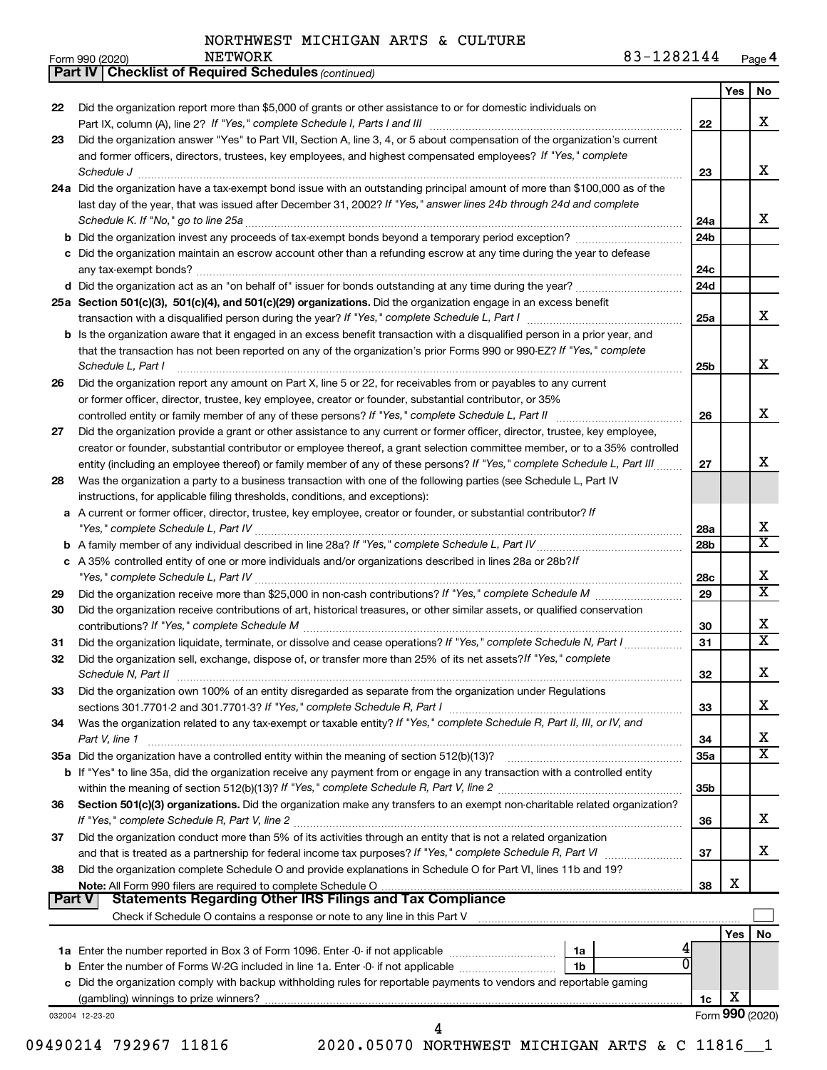NORTHWEST MICHIGAN ARTS & CULTURE NETWORK 83-1282144

Form 990 (2020) Page 4

**Part IV | Checklist of Required Schedules** *(continued)*

| | | | Yes | No |
|---|---|---|---|---|
| 22 | Did the organization report more than $5,000 of grants or other assistance to or for domestic individuals on Part IX, column (A), line 2? *If "Yes," complete Schedule I, Parts I and III* | 22 | | X |
| 23 | Did the organization answer "Yes" to Part VII, Section A, line 3, 4, or 5 about compensation of the organization's current and former officers, directors, trustees, key employees, and highest compensated employees? *If "Yes," complete Schedule J* | 23 | | X |
| 24a | Did the organization have a tax-exempt bond issue with an outstanding principal amount of more than $100,000 as of the last day of the year, that was issued after December 31, 2002? *If "Yes," answer lines 24b through 24d and complete Schedule K. If "No," go to line 25a* | 24a | | X |
| b | Did the organization invest any proceeds of tax-exempt bonds beyond a temporary period exception? | 24b | | |
| c | Did the organization maintain an escrow account other than a refunding escrow at any time during the year to defease any tax-exempt bonds? | 24c | | |
| d | Did the organization act as an "on behalf of" issuer for bonds outstanding at any time during the year? | 24d | | |
| 25a | **Section 501(c)(3), 501(c)(4), and 501(c)(29) organizations.** Did the organization engage in an excess benefit transaction with a disqualified person during the year? *If "Yes," complete Schedule L, Part I* | 25a | | X |
| b | Is the organization aware that it engaged in an excess benefit transaction with a disqualified person in a prior year, and that the transaction has not been reported on any of the organization's prior Forms 990 or 990-EZ? *If "Yes," complete Schedule L, Part I* | 25b | | X |
| 26 | Did the organization report any amount on Part X, line 5 or 22, for receivables from or payables to any current or former officer, director, trustee, key employee, creator or founder, substantial contributor, or 35% controlled entity or family member of any of these persons? *If "Yes," complete Schedule L, Part II* | 26 | | X |
| 27 | Did the organization provide a grant or other assistance to any current or former officer, director, trustee, key employee, creator or founder, substantial contributor or employee thereof, a grant selection committee member, or to a 35% controlled entity (including an employee thereof) or family member of any of these persons? *If "Yes," complete Schedule L, Part III* | 27 | | X |
| 28 | Was the organization a party to a business transaction with one of the following parties (see Schedule L, Part IV instructions, for applicable filing thresholds, conditions, and exceptions): | | | |
| a | A current or former officer, director, trustee, key employee, creator or founder, or substantial contributor? *If "Yes," complete Schedule L, Part IV* | 28a | | X |
| b | A family member of any individual described in line 28a? *If "Yes," complete Schedule L, Part IV* | 28b | | X |
| c | A 35% controlled entity of one or more individuals and/or organizations described in lines 28a or 28b? *If "Yes," complete Schedule L, Part IV* | 28c | | X |
| 29 | Did the organization receive more than $25,000 in non-cash contributions? *If "Yes," complete Schedule M* | 29 | | X |
| 30 | Did the organization receive contributions of art, historical treasures, or other similar assets, or qualified conservation contributions? *If "Yes," complete Schedule M* | 30 | | X |
| 31 | Did the organization liquidate, terminate, or dissolve and cease operations? *If "Yes," complete Schedule N, Part I* | 31 | | X |
| 32 | Did the organization sell, exchange, dispose of, or transfer more than 25% of its net assets? *If "Yes," complete Schedule N, Part II* | 32 | | X |
| 33 | Did the organization own 100% of an entity disregarded as separate from the organization under Regulations sections 301.7701-2 and 301.7701-3? *If "Yes," complete Schedule R, Part I* | 33 | | X |
| 34 | Was the organization related to any tax-exempt or taxable entity? *If "Yes," complete Schedule R, Part II, III, or IV, and Part V, line 1* | 34 | | X |
| 35a | Did the organization have a controlled entity within the meaning of section 512(b)(13)? | 35a | | X |
| b | If "Yes" to line 35a, did the organization receive any payment from or engage in any transaction with a controlled entity within the meaning of section 512(b)(13)? *If "Yes," complete Schedule R, Part V, line 2* | 35b | | |
| 36 | **Section 501(c)(3) organizations.** Did the organization make any transfers to an exempt non-charitable related organization? *If "Yes," complete Schedule R, Part V, line 2* | 36 | | X |
| 37 | Did the organization conduct more than 5% of its activities through an entity that is not a related organization and that is treated as a partnership for federal income tax purposes? *If "Yes," complete Schedule R, Part VI* | 37 | | X |
| 38 | Did the organization complete Schedule O and provide explanations in Schedule O for Part VI, lines 11b and 19? **Note:** All Form 990 filers are required to complete Schedule O | 38 | X | |

**Part V | Statements Regarding Other IRS Filings and Tax Compliance**

Check if Schedule O contains a response or note to any line in this Part V ☐

| | | | | | Yes | No |
|---|---|---|---|---|---|---|
| 1a | Enter the number reported in Box 3 of Form 1096. Enter -0- if not applicable | 1a | 4 | | | |
| b | Enter the number of Forms W-2G included in line 1a. Enter -0- if not applicable | 1b | 0 | | | |
| c | Did the organization comply with backup withholding rules for reportable payments to vendors and reportable gaming (gambling) winnings to prize winners? | | | 1c | X | |

032004 12-23-20

Form **990** (2020)

09490214 792967 11816 2020.05070 NORTHWEST MICHIGAN ARTS & C 11816__1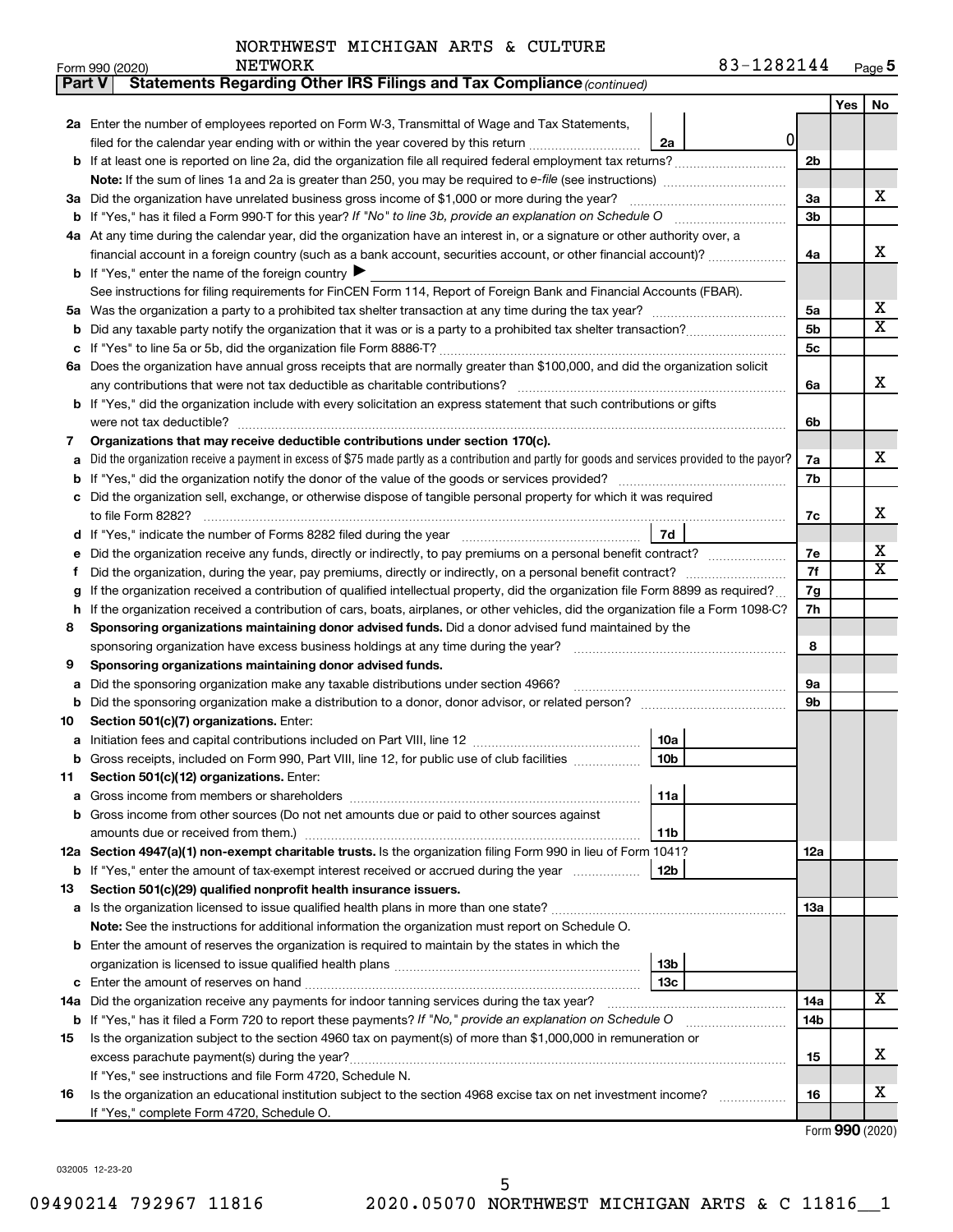NORTHWEST MICHIGAN ARTS & CULTURE NETWORK 83-1282144

Form 990 (2020) Page 5

**Part V Statements Regarding Other IRS Filings and Tax Compliance** *(continued)*

| | | | | | Yes | No |
|---|---|---|---|---|---|---|
| **2a** | Enter the number of employees reported on Form W-3, Transmittal of Wage and Tax Statements, filed for the calendar year ending with or within the year covered by this return | 2a | 0 | | | |
| **b** | If at least one is reported on line 2a, did the organization file all required federal employment tax returns? | | | 2b | | |
| | **Note:** If the sum of lines 1a and 2a is greater than 250, you may be required to *e-file* (see instructions) | | | | | |
| **3a** | Did the organization have unrelated business gross income of $1,000 or more during the year? | | | 3a | | X |
| **b** | If "Yes," has it filed a Form 990-T for this year? *If "No" to line 3b, provide an explanation on Schedule O* | | | 3b | | |
| **4a** | At any time during the calendar year, did the organization have an interest in, or a signature or other authority over, a financial account in a foreign country (such as a bank account, securities account, or other financial account)? | | | 4a | | X |
| **b** | If "Yes," enter the name of the foreign country ▶ | | | | | |
| | See instructions for filing requirements for FinCEN Form 114, Report of Foreign Bank and Financial Accounts (FBAR). | | | | | |
| **5a** | Was the organization a party to a prohibited tax shelter transaction at any time during the tax year? | | | 5a | | X |
| **b** | Did any taxable party notify the organization that it was or is a party to a prohibited tax shelter transaction? | | | 5b | | X |
| **c** | If "Yes" to line 5a or 5b, did the organization file Form 8886-T? | | | 5c | | |
| **6a** | Does the organization have annual gross receipts that are normally greater than $100,000, and did the organization solicit any contributions that were not tax deductible as charitable contributions? | | | 6a | | X |
| **b** | If "Yes," did the organization include with every solicitation an express statement that such contributions or gifts were not tax deductible? | | | 6b | | |
| **7** | **Organizations that may receive deductible contributions under section 170(c).** | | | | | |
| **a** | Did the organization receive a payment in excess of $75 made partly as a contribution and partly for goods and services provided to the payor? | | | 7a | | X |
| **b** | If "Yes," did the organization notify the donor of the value of the goods or services provided? | | | 7b | | |
| **c** | Did the organization sell, exchange, or otherwise dispose of tangible personal property for which it was required to file Form 8282? | | | 7c | | X |
| **d** | If "Yes," indicate the number of Forms 8282 filed during the year | 7d | | | | |
| **e** | Did the organization receive any funds, directly or indirectly, to pay premiums on a personal benefit contract? | | | 7e | | X |
| **f** | Did the organization, during the year, pay premiums, directly or indirectly, on a personal benefit contract? | | | 7f | | X |
| **g** | If the organization received a contribution of qualified intellectual property, did the organization file Form 8899 as required? | | | 7g | | |
| **h** | If the organization received a contribution of cars, boats, airplanes, or other vehicles, did the organization file a Form 1098-C? | | | 7h | | |
| **8** | **Sponsoring organizations maintaining donor advised funds.** Did a donor advised fund maintained by the sponsoring organization have excess business holdings at any time during the year? | | | 8 | | |
| **9** | **Sponsoring organizations maintaining donor advised funds.** | | | | | |
| **a** | Did the sponsoring organization make any taxable distributions under section 4966? | | | 9a | | |
| **b** | Did the sponsoring organization make a distribution to a donor, donor advisor, or related person? | | | 9b | | |
| **10** | **Section 501(c)(7) organizations.** Enter: | | | | | |
| **a** | Initiation fees and capital contributions included on Part VIII, line 12 | 10a | | | | |
| **b** | Gross receipts, included on Form 990, Part VIII, line 12, for public use of club facilities | 10b | | | | |
| **11** | **Section 501(c)(12) organizations.** Enter: | | | | | |
| **a** | Gross income from members or shareholders | 11a | | | | |
| **b** | Gross income from other sources (Do not net amounts due or paid to other sources against amounts due or received from them.) | 11b | | | | |
| **12a** | **Section 4947(a)(1) non-exempt charitable trusts.** Is the organization filing Form 990 in lieu of Form 1041? | | | 12a | | |
| **b** | If "Yes," enter the amount of tax-exempt interest received or accrued during the year | 12b | | | | |
| **13** | **Section 501(c)(29) qualified nonprofit health insurance issuers.** | | | | | |
| **a** | Is the organization licensed to issue qualified health plans in more than one state? | | | 13a | | |
| | **Note:** See the instructions for additional information the organization must report on Schedule O. | | | | | |
| **b** | Enter the amount of reserves the organization is required to maintain by the states in which the organization is licensed to issue qualified health plans | 13b | | | | |
| **c** | Enter the amount of reserves on hand | 13c | | | | |
| **14a** | Did the organization receive any payments for indoor tanning services during the tax year? | | | 14a | | X |
| **b** | If "Yes," has it filed a Form 720 to report these payments? *If "No," provide an explanation on Schedule O* | | | 14b | | |
| **15** | Is the organization subject to the section 4960 tax on payment(s) of more than $1,000,000 in remuneration or excess parachute payment(s) during the year? | | | 15 | | X |
| | If "Yes," see instructions and file Form 4720, Schedule N. | | | | | |
| **16** | Is the organization an educational institution subject to the section 4968 excise tax on net investment income? | | | 16 | | X |
| | If "Yes," complete Form 4720, Schedule O. | | | | | |

Form **990** (2020)

032005 12-23-20

09490214 792967 11816 2020.05070 NORTHWEST MICHIGAN ARTS & C 11816__1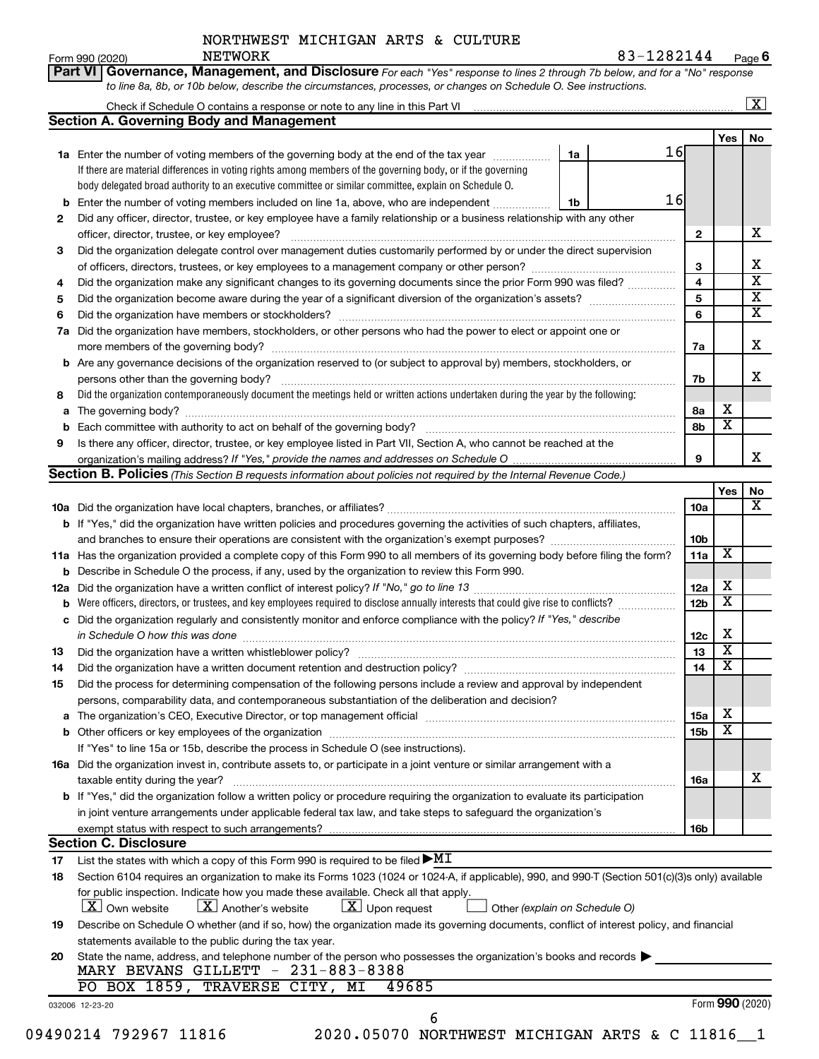NORTHWEST MICHIGAN ARTS & CULTURE NETWORK 83-1282144

Form 990 (2020) Page 6

**Part VI Governance, Management, and Disclosure** *For each "Yes" response to lines 2 through 7b below, and for a "No" response to line 8a, 8b, or 10b below, describe the circumstances, processes, or changes on Schedule O. See instructions.*

Check if Schedule O contains a response or note to any line in this Part VI ... [X]

## Section A. Governing Body and Management

| | | | | Yes | No |
|---|---|---|---|---|---|
| **1a** | Enter the number of voting members of the governing body at the end of the tax year ... **1a** 16 | | | | |
| | If there are material differences in voting rights among members of the governing body, or if the governing body delegated broad authority to an executive committee or similar committee, explain on Schedule O. | | | | |
| **b** | Enter the number of voting members included on line 1a, above, who are independent ... **1b** 16 | | | | |
| **2** | Did any officer, director, trustee, or key employee have a family relationship or a business relationship with any other officer, director, trustee, or key employee? | | **2** | | X |
| **3** | Did the organization delegate control over management duties customarily performed by or under the direct supervision of officers, directors, trustees, or key employees to a management company or other person? | | **3** | | X |
| **4** | Did the organization make any significant changes to its governing documents since the prior Form 990 was filed? | | **4** | | X |
| **5** | Did the organization become aware during the year of a significant diversion of the organization's assets? | | **5** | | X |
| **6** | Did the organization have members or stockholders? | | **6** | | X |
| **7a** | Did the organization have members, stockholders, or other persons who had the power to elect or appoint one or more members of the governing body? | | **7a** | | X |
| **b** | Are any governance decisions of the organization reserved to (or subject to approval by) members, stockholders, or persons other than the governing body? | | **7b** | | X |
| **8** | Did the organization contemporaneously document the meetings held or written actions undertaken during the year by the following: | | | | |
| **a** | The governing body? | | **8a** | X | |
| **b** | Each committee with authority to act on behalf of the governing body? | | **8b** | X | |
| **9** | Is there any officer, director, trustee, or key employee listed in Part VII, Section A, who cannot be reached at the organization's mailing address? *If "Yes," provide the names and addresses on Schedule O* | | **9** | | X |

## Section B. Policies *(This Section B requests information about policies not required by the Internal Revenue Code.)*

| | | | Yes | No |
|---|---|---|---|---|
| **10a** | Did the organization have local chapters, branches, or affiliates? | **10a** | | X |
| **b** | If "Yes," did the organization have written policies and procedures governing the activities of such chapters, affiliates, and branches to ensure their operations are consistent with the organization's exempt purposes? | **10b** | | |
| **11a** | Has the organization provided a complete copy of this Form 990 to all members of its governing body before filing the form? | **11a** | X | |
| **b** | Describe in Schedule O the process, if any, used by the organization to review this Form 990. | | | |
| **12a** | Did the organization have a written conflict of interest policy? *If "No," go to line 13* | **12a** | X | |
| **b** | Were officers, directors, or trustees, and key employees required to disclose annually interests that could give rise to conflicts? | **12b** | X | |
| **c** | Did the organization regularly and consistently monitor and enforce compliance with the policy? *If "Yes," describe in Schedule O how this was done* | **12c** | X | |
| **13** | Did the organization have a written whistleblower policy? | **13** | X | |
| **14** | Did the organization have a written document retention and destruction policy? | **14** | X | |
| **15** | Did the process for determining compensation of the following persons include a review and approval by independent persons, comparability data, and contemporaneous substantiation of the deliberation and decision? | | | |
| **a** | The organization's CEO, Executive Director, or top management official | **15a** | X | |
| **b** | Other officers or key employees of the organization | **15b** | X | |
| | If "Yes" to line 15a or 15b, describe the process in Schedule O (see instructions). | | | |
| **16a** | Did the organization invest in, contribute assets to, or participate in a joint venture or similar arrangement with a taxable entity during the year? | **16a** | | X |
| **b** | If "Yes," did the organization follow a written policy or procedure requiring the organization to evaluate its participation in joint venture arrangements under applicable federal tax law, and take steps to safeguard the organization's exempt status with respect to such arrangements? | **16b** | | |

## Section C. Disclosure

**17** List the states with which a copy of this Form 990 is required to be filed ▶ MI

**18** Section 6104 requires an organization to make its Forms 1023 (1024 or 1024-A, if applicable), 990, and 990-T (Section 501(c)(3)s only) available for public inspection. Indicate how you made these available. Check all that apply.

[X] Own website [X] Another's website [X] Upon request [ ] Other *(explain on Schedule O)*

**19** Describe on Schedule O whether (and if so, how) the organization made its governing documents, conflict of interest policy, and financial statements available to the public during the tax year.

**20** State the name, address, and telephone number of the person who possesses the organization's books and records ▶
MARY BEVANS GILLETT - 231-883-8388
PO BOX 1859, TRAVERSE CITY, MI 49685

032006 12-23-20 Form **990** (2020)

09490214 792967 11816 2020.05070 NORTHWEST MICHIGAN ARTS & C 11816__1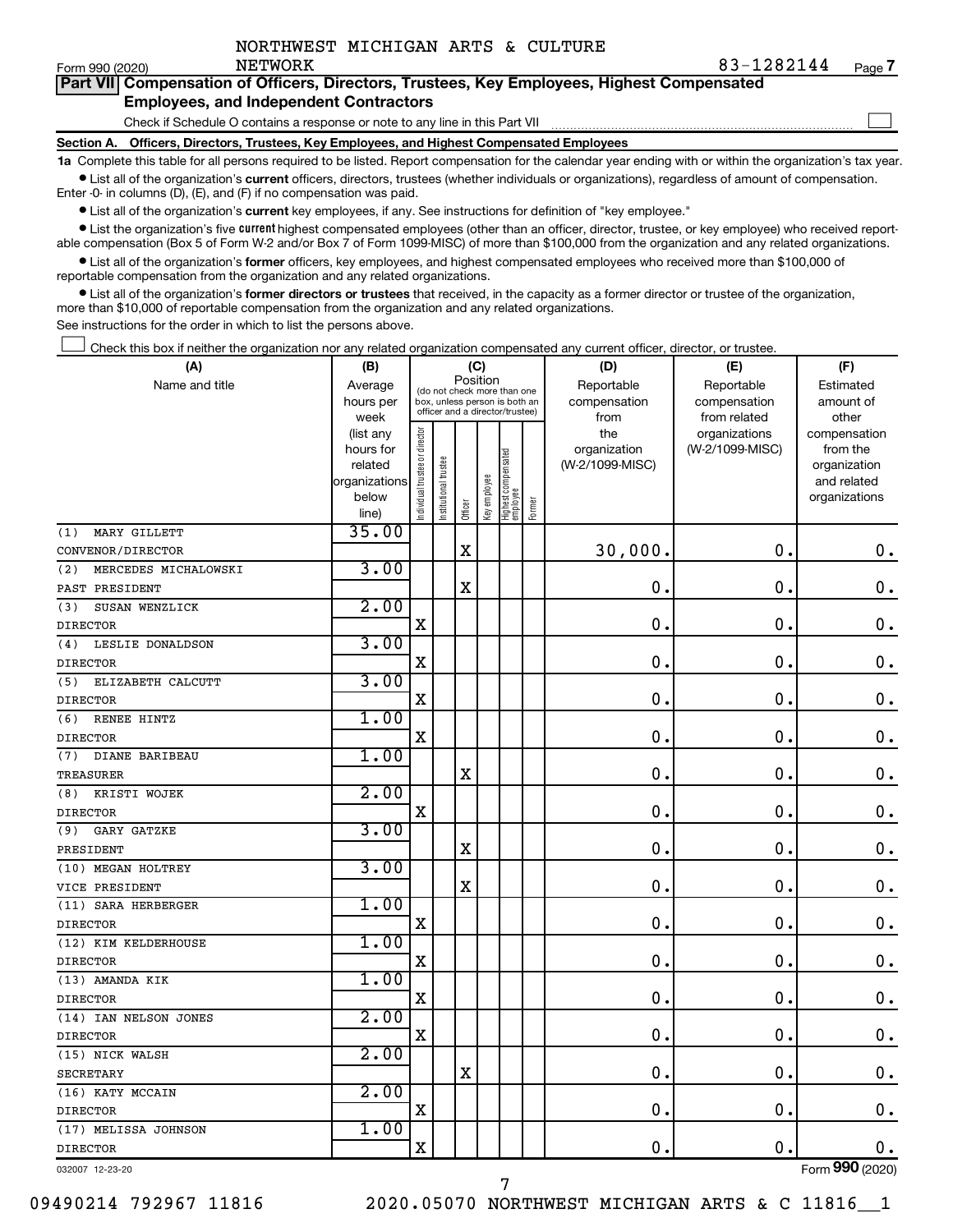NORTHWEST MICHIGAN ARTS & CULTURE NETWORK

Form 990 (2020) 83-1282144 Page 7

**Part VII Compensation of Officers, Directors, Trustees, Key Employees, Highest Compensated Employees, and Independent Contractors**

Check if Schedule O contains a response or note to any line in this Part VII

**Section A. Officers, Directors, Trustees, Key Employees, and Highest Compensated Employees**

**1a** Complete this table for all persons required to be listed. Report compensation for the calendar year ending with or within the organization's tax year.

- List all of the organization's **current** officers, directors, trustees (whether individuals or organizations), regardless of amount of compensation. Enter -0- in columns (D), (E), and (F) if no compensation was paid.
- List all of the organization's **current** key employees, if any. See instructions for definition of "key employee."
- List the organization's five **current** highest compensated employees (other than an officer, director, trustee, or key employee) who received reportable compensation (Box 5 of Form W-2 and/or Box 7 of Form 1099-MISC) of more than $100,000 from the organization and any related organizations.
- List all of the organization's **former** officers, key employees, and highest compensated employees who received more than $100,000 of reportable compensation from the organization and any related organizations.
- List all of the organization's **former directors or trustees** that received, in the capacity as a former director or trustee of the organization, more than $10,000 of reportable compensation from the organization and any related organizations.

See instructions for the order in which to list the persons above.

Check this box if neither the organization nor any related organization compensated any current officer, director, or trustee.

| (A) Name and title | (B) Average hours per week (list any hours for related organizations below line) | (C) Position: Individual trustee or director | Institutional trustee | Officer | Key employee | Highest compensated employee | Former | (D) Reportable compensation from the organization (W-2/1099-MISC) | (E) Reportable compensation from related organizations (W-2/1099-MISC) | (F) Estimated amount of other compensation from the organization and related organizations |
|---|---|---|---|---|---|---|---|---|---|---|
| (1) MARY GILLETT<br>CONVENOR/DIRECTOR | 35.00 | | | X | | | | 30,000. | 0. | 0. |
| (2) MERCEDES MICHALOWSKI<br>PAST PRESIDENT | 3.00 | | | X | | | | 0. | 0. | 0. |
| (3) SUSAN WENZLICK<br>DIRECTOR | 2.00 | X | | | | | | 0. | 0. | 0. |
| (4) LESLIE DONALDSON<br>DIRECTOR | 3.00 | X | | | | | | 0. | 0. | 0. |
| (5) ELIZABETH CALCUTT<br>DIRECTOR | 3.00 | X | | | | | | 0. | 0. | 0. |
| (6) RENEE HINTZ<br>DIRECTOR | 1.00 | X | | | | | | 0. | 0. | 0. |
| (7) DIANE BARIBEAU<br>TREASURER | 1.00 | | | X | | | | 0. | 0. | 0. |
| (8) KRISTI WOJEK<br>DIRECTOR | 2.00 | X | | | | | | 0. | 0. | 0. |
| (9) GARY GATZKE<br>PRESIDENT | 3.00 | | | X | | | | 0. | 0. | 0. |
| (10) MEGAN HOLTREY<br>VICE PRESIDENT | 3.00 | | | X | | | | 0. | 0. | 0. |
| (11) SARA HERBERGER<br>DIRECTOR | 1.00 | X | | | | | | 0. | 0. | 0. |
| (12) KIM KELDERHOUSE<br>DIRECTOR | 1.00 | X | | | | | | 0. | 0. | 0. |
| (13) AMANDA KIK<br>DIRECTOR | 1.00 | X | | | | | | 0. | 0. | 0. |
| (14) IAN NELSON JONES<br>DIRECTOR | 2.00 | X | | | | | | 0. | 0. | 0. |
| (15) NICK WALSH<br>SECRETARY | 2.00 | | | X | | | | 0. | 0. | 0. |
| (16) KATY MCCAIN<br>DIRECTOR | 2.00 | X | | | | | | 0. | 0. | 0. |
| (17) MELISSA JOHNSON<br>DIRECTOR | 1.00 | X | | | | | | 0. | 0. | 0. |

032007 12-23-20 Form **990** (2020)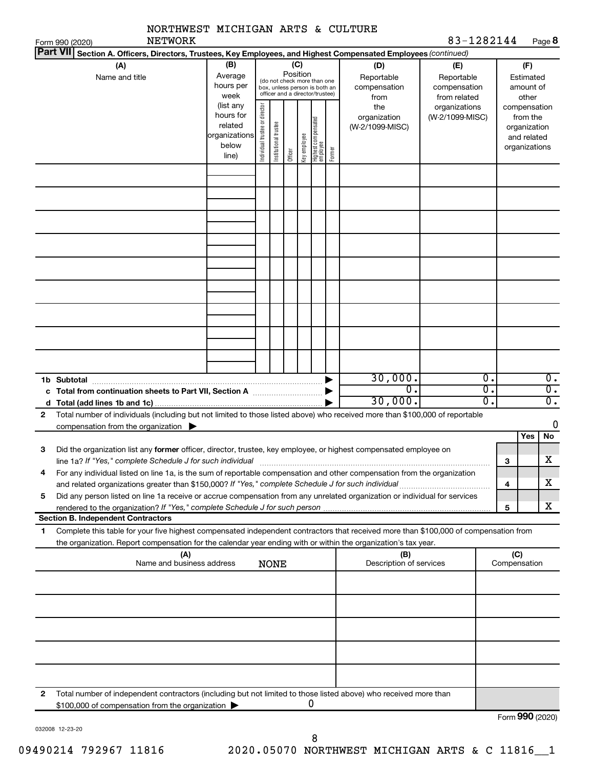NORTHWEST MICHIGAN ARTS & CULTURE NETWORK

Form 990 (2020) 83-1282144

**Part VII Section A. Officers, Directors, Trustees, Key Employees, and Highest Compensated Employees** *(continued)*

| (A) Name and title | (B) Average hours per week (list any hours for related organizations below line) | (C) Position (do not check more than one box, unless person is both an officer and a director/trustee): Individual trustee or director | Institutional trustee | Officer | Key employee | Highest compensated employee | Former | (D) Reportable compensation from the organization (W-2/1099-MISC) | (E) Reportable compensation from related organizations (W-2/1099-MISC) | (F) Estimated amount of other compensation from the organization and related organizations |
|---|---|---|---|---|---|---|---|---|---|---|
| | | | | | | | | | | |
| | | | | | | | | | | |
| | | | | | | | | | | |
| | | | | | | | | | | |
| | | | | | | | | | | |
| | | | | | | | | | | |
| | | | | | | | | | | |
| | | | | | | | | | | |
| | | | | | | | | | | |
| **1b Subtotal** | | | | | | | | 30,000. | 0. | 0. |
| **c Total from continuation sheets to Part VII, Section A** | | | | | | | | 0. | 0. | 0. |
| **d Total (add lines 1b and 1c)** | | | | | | | | 30,000. | 0. | 0. |

**2** Total number of individuals (including but not limited to those listed above) who received more than $100,000 of reportable compensation from the organization ▶ 0

| | | | Yes | No |
|---|---|---|---|---|
| **3** | Did the organization list any **former** officer, director, trustee, key employee, or highest compensated employee on line 1a? *If "Yes," complete Schedule J for such individual* | 3 | | X |
| **4** | For any individual listed on line 1a, is the sum of reportable compensation and other compensation from the organization and related organizations greater than $150,000? *If "Yes," complete Schedule J for such individual* | 4 | | X |
| **5** | Did any person listed on line 1a receive or accrue compensation from any unrelated organization or individual for services rendered to the organization? *If "Yes," complete Schedule J for such person* | 5 | | X |

**Section B. Independent Contractors**

**1** Complete this table for your five highest compensated independent contractors that received more than $100,000 of compensation from the organization. Report compensation for the calendar year ending with or within the organization's tax year.

| (A) Name and business address | (B) Description of services | (C) Compensation |
|---|---|---|
| NONE | | |
| | | |
| | | |
| | | |
| | | |
| | | |

**2** Total number of independent contractors (including but not limited to those listed above) who received more than $100,000 of compensation from the organization ▶ 0

Form **990** (2020)

032008 12-23-20

09490214 792967 11816 2020.05070 NORTHWEST MICHIGAN ARTS & C 11816__1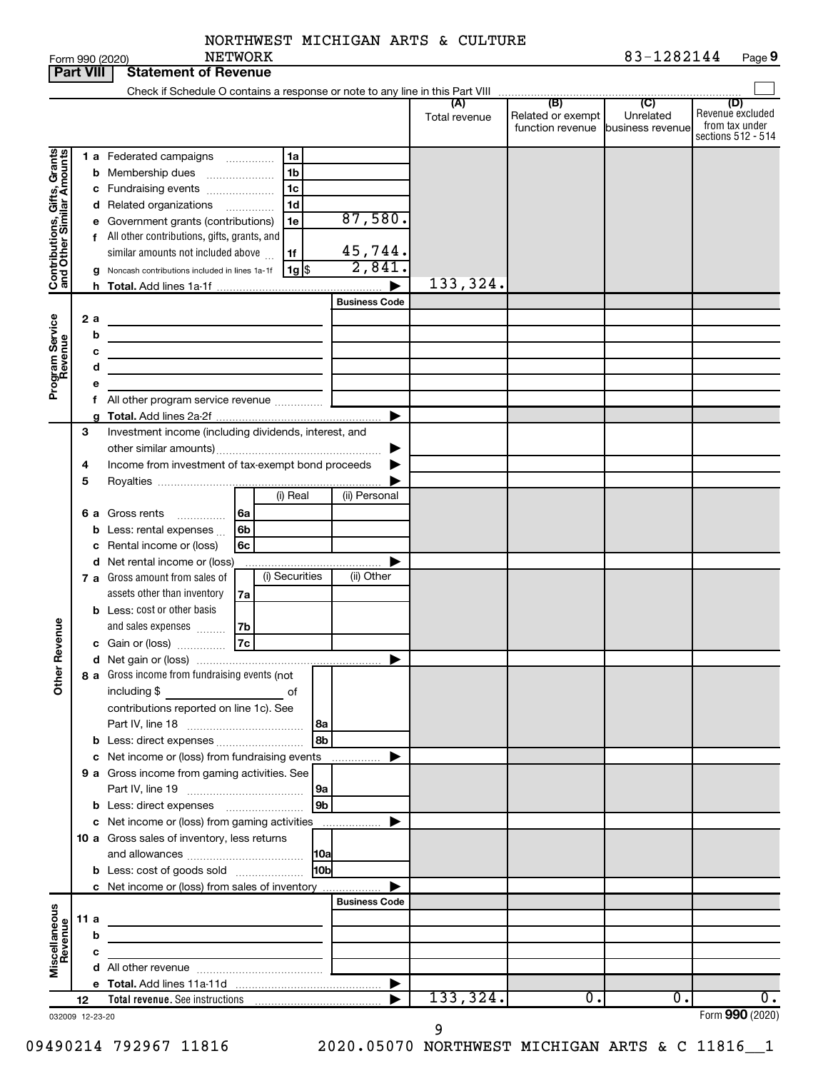NORTHWEST MICHIGAN ARTS & CULTURE NETWORK

Form 990 (2020) 83-1282144

## Part VIII Statement of Revenue

Check if Schedule O contains a response or note to any line in this Part VIII

| | | | | (A) Total revenue | (B) Related or exempt function revenue | (C) Unrelated business revenue | (D) Revenue excluded from tax under sections 512 - 514 |
|---|---|---|---|---|---|---|---|
| **Contributions, Gifts, Grants and Other Similar Amounts** | 1 a Federated campaigns | 1a | | | | | |
| | b Membership dues | 1b | | | | | |
| | c Fundraising events | 1c | | | | | |
| | d Related organizations | 1d | | | | | |
| | e Government grants (contributions) | 1e | 87,580. | | | | |
| | f All other contributions, gifts, grants, and similar amounts not included above | 1f | 45,744. | | | | |
| | g Noncash contributions included in lines 1a-1f | 1g $ | 2,841. | | | | |
| | h Total. Add lines 1a-1f | | | 133,324. | | | |
| | | | Business Code | | | | |
| **Program Service Revenue** | 2 a | | | | | | |
| | b | | | | | | |
| | c | | | | | | |
| | d | | | | | | |
| | e | | | | | | |
| | f All other program service revenue | | | | | | |
| | g Total. Add lines 2a-2f | | | | | | |
| **Other Revenue** | 3 Investment income (including dividends, interest, and other similar amounts) | | | | | | |
| | 4 Income from investment of tax-exempt bond proceeds | | | | | | |
| | 5 Royalties | | | | | | |
| | | (i) Real | (ii) Personal | | | | |
| | 6 a Gross rents (6a) | | | | | | |
| | b Less: rental expenses (6b) | | | | | | |
| | c Rental income or (loss) (6c) | | | | | | |
| | d Net rental income or (loss) | | | | | | |
| | | (i) Securities | (ii) Other | | | | |
| | 7 a Gross amount from sales of assets other than inventory (7a) | | | | | | |
| | b Less: cost or other basis and sales expenses (7b) | | | | | | |
| | c Gain or (loss) (7c) | | | | | | |
| | d Net gain or (loss) | | | | | | |
| | 8 a Gross income from fundraising events (not including $ ______ of contributions reported on line 1c). See Part IV, line 18 | 8a | | | | | |
| | b Less: direct expenses | 8b | | | | | |
| | c Net income or (loss) from fundraising events | | | | | | |
| | 9 a Gross income from gaming activities. See Part IV, line 19 | 9a | | | | | |
| | b Less: direct expenses | 9b | | | | | |
| | c Net income or (loss) from gaming activities | | | | | | |
| | 10 a Gross sales of inventory, less returns and allowances | 10a | | | | | |
| | b Less: cost of goods sold | 10b | | | | | |
| | c Net income or (loss) from sales of inventory | | | | | | |
| | | | Business Code | | | | |
| **Miscellaneous Revenue** | 11 a | | | | | | |
| | b | | | | | | |
| | c | | | | | | |
| | d All other revenue | | | | | | |
| | e Total. Add lines 11a-11d | | | | | | |
| | 12 Total revenue. See instructions | | | 133,324. | 0. | 0. | 0. |

032009 12-23-20

Form 990 (2020)

09490214 792967 11816 2020.05070 NORTHWEST MICHIGAN ARTS & C 11816__1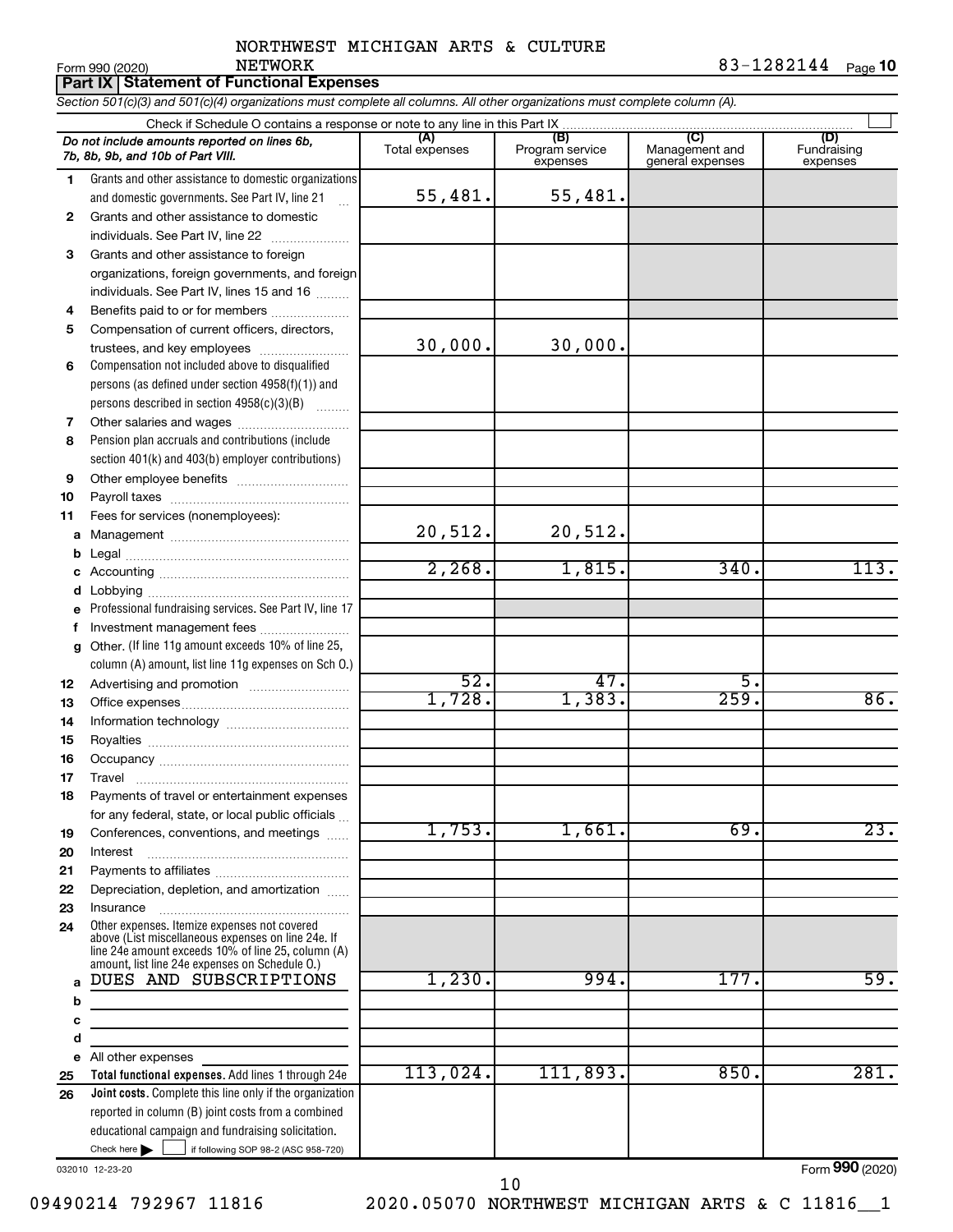NORTHWEST MICHIGAN ARTS & CULTURE NETWORK

Form 990 (2020) 83-1282144 Page **10**

## Part IX Statement of Functional Expenses

*Section 501(c)(3) and 501(c)(4) organizations must complete all columns. All other organizations must complete column (A).*

Check if Schedule O contains a response or note to any line in this Part IX

| *Do not include amounts reported on lines 6b, 7b, 8b, 9b, and 10b of Part VIII.* | (A) Total expenses | (B) Program service expenses | (C) Management and general expenses | (D) Fundraising expenses |
|---|---|---|---|---|
| **1** Grants and other assistance to domestic organizations and domestic governments. See Part IV, line 21 | 55,481. | 55,481. | | |
| **2** Grants and other assistance to domestic individuals. See Part IV, line 22 | | | | |
| **3** Grants and other assistance to foreign organizations, foreign governments, and foreign individuals. See Part IV, lines 15 and 16 | | | | |
| **4** Benefits paid to or for members | | | | |
| **5** Compensation of current officers, directors, trustees, and key employees | 30,000. | 30,000. | | |
| **6** Compensation not included above to disqualified persons (as defined under section 4958(f)(1)) and persons described in section 4958(c)(3)(B) | | | | |
| **7** Other salaries and wages | | | | |
| **8** Pension plan accruals and contributions (include section 401(k) and 403(b) employer contributions) | | | | |
| **9** Other employee benefits | | | | |
| **10** Payroll taxes | | | | |
| **11** Fees for services (nonemployees): | | | | |
| **a** Management | 20,512. | 20,512. | | |
| **b** Legal | | | | |
| **c** Accounting | 2,268. | 1,815. | 340. | 113. |
| **d** Lobbying | | | | |
| **e** Professional fundraising services. See Part IV, line 17 | | | | |
| **f** Investment management fees | | | | |
| **g** Other. (If line 11g amount exceeds 10% of line 25, column (A) amount, list line 11g expenses on Sch O.) | | | | |
| **12** Advertising and promotion | 52. | 47. | 5. | |
| **13** Office expenses | 1,728. | 1,383. | 259. | 86. |
| **14** Information technology | | | | |
| **15** Royalties | | | | |
| **16** Occupancy | | | | |
| **17** Travel | | | | |
| **18** Payments of travel or entertainment expenses for any federal, state, or local public officials | | | | |
| **19** Conferences, conventions, and meetings | 1,753. | 1,661. | 69. | 23. |
| **20** Interest | | | | |
| **21** Payments to affiliates | | | | |
| **22** Depreciation, depletion, and amortization | | | | |
| **23** Insurance | | | | |
| **24** Other expenses. Itemize expenses not covered above (List miscellaneous expenses on line 24e. If line 24e amount exceeds 10% of line 25, column (A) amount, list line 24e expenses on Schedule O.) | | | | |
| **a** DUES AND SUBSCRIPTIONS | 1,230. | 994. | 177. | 59. |
| **b** | | | | |
| **c** | | | | |
| **d** | | | | |
| **e** All other expenses | | | | |
| **25 Total functional expenses.** Add lines 1 through 24e | 113,024. | 111,893. | 850. | 281. |
| **26 Joint costs.** Complete this line only if the organization reported in column (B) joint costs from a combined educational campaign and fundraising solicitation. Check here ☐ if following SOP 98-2 (ASC 958-720) | | | | |

032010 12-23-20

Form **990** (2020)

09490214 792967 11816 2020.05070 NORTHWEST MICHIGAN ARTS & C 11816__1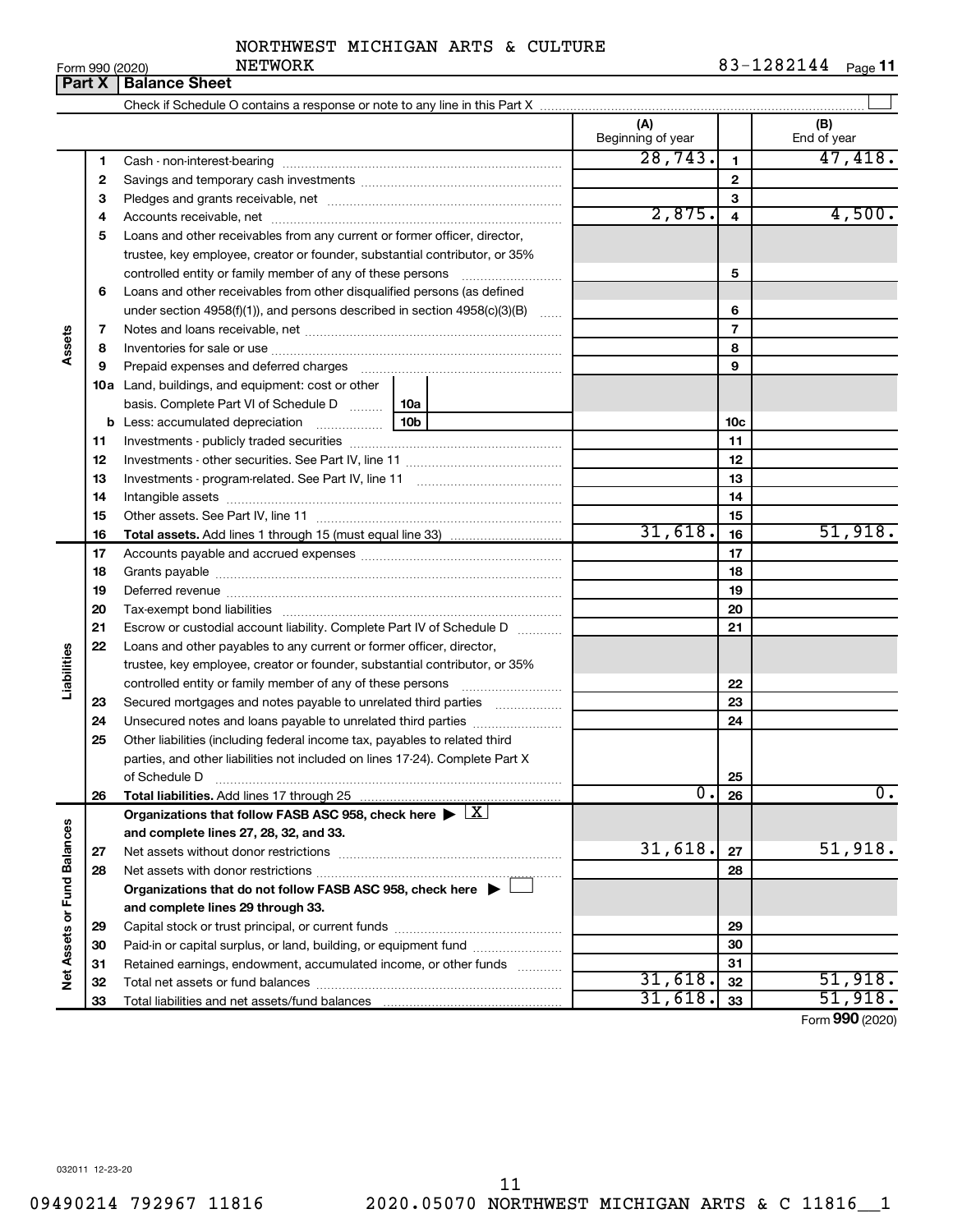NORTHWEST MICHIGAN ARTS & CULTURE NETWORK

Form 990 (2020) 83-1282144 Page 11

## Part X | Balance Sheet

Check if Schedule O contains a response or note to any line in this Part X

| | | | (A) Beginning of year | | (B) End of year |
|---|---|---|---|---|---|
| Assets | 1 | Cash - non-interest-bearing | 28,743. | 1 | 47,418. |
| | 2 | Savings and temporary cash investments | | 2 | |
| | 3 | Pledges and grants receivable, net | | 3 | |
| | 4 | Accounts receivable, net | 2,875. | 4 | 4,500. |
| | 5 | Loans and other receivables from any current or former officer, director, trustee, key employee, creator or founder, substantial contributor, or 35% controlled entity or family member of any of these persons | | 5 | |
| | 6 | Loans and other receivables from other disqualified persons (as defined under section 4958(f)(1)), and persons described in section 4958(c)(3)(B) | | 6 | |
| | 7 | Notes and loans receivable, net | | 7 | |
| | 8 | Inventories for sale or use | | 8 | |
| | 9 | Prepaid expenses and deferred charges | | 9 | |
| | 10a | Land, buildings, and equipment: cost or other basis. Complete Part VI of Schedule D (10a) | | | |
| | b | Less: accumulated depreciation (10b) | | 10c | |
| | 11 | Investments - publicly traded securities | | 11 | |
| | 12 | Investments - other securities. See Part IV, line 11 | | 12 | |
| | 13 | Investments - program-related. See Part IV, line 11 | | 13 | |
| | 14 | Intangible assets | | 14 | |
| | 15 | Other assets. See Part IV, line 11 | | 15 | |
| | 16 | **Total assets.** Add lines 1 through 15 (must equal line 33) | 31,618. | 16 | 51,918. |
| Liabilities | 17 | Accounts payable and accrued expenses | | 17 | |
| | 18 | Grants payable | | 18 | |
| | 19 | Deferred revenue | | 19 | |
| | 20 | Tax-exempt bond liabilities | | 20 | |
| | 21 | Escrow or custodial account liability. Complete Part IV of Schedule D | | 21 | |
| | 22 | Loans and other payables to any current or former officer, director, trustee, key employee, creator or founder, substantial contributor, or 35% controlled entity or family member of any of these persons | | 22 | |
| | 23 | Secured mortgages and notes payable to unrelated third parties | | 23 | |
| | 24 | Unsecured notes and loans payable to unrelated third parties | | 24 | |
| | 25 | Other liabilities (including federal income tax, payables to related third parties, and other liabilities not included on lines 17-24). Complete Part X of Schedule D | | 25 | |
| | 26 | **Total liabilities.** Add lines 17 through 25 | 0. | 26 | 0. |
| Net Assets or Fund Balances | | **Organizations that follow FASB ASC 958, check here ▶ X and complete lines 27, 28, 32, and 33.** | | | |
| | 27 | Net assets without donor restrictions | 31,618. | 27 | 51,918. |
| | 28 | Net assets with donor restrictions | | 28 | |
| | | **Organizations that do not follow FASB ASC 958, check here ▶ and complete lines 29 through 33.** | | | |
| | 29 | Capital stock or trust principal, or current funds | | 29 | |
| | 30 | Paid-in or capital surplus, or land, building, or equipment fund | | 30 | |
| | 31 | Retained earnings, endowment, accumulated income, or other funds | | 31 | |
| | 32 | Total net assets or fund balances | 31,618. | 32 | 51,918. |
| | 33 | Total liabilities and net assets/fund balances | 31,618. | 33 | 51,918. |

Form **990** (2020)

032011 12-23-20

09490214 792967 11816 2020.05070 NORTHWEST MICHIGAN ARTS & C 11816__1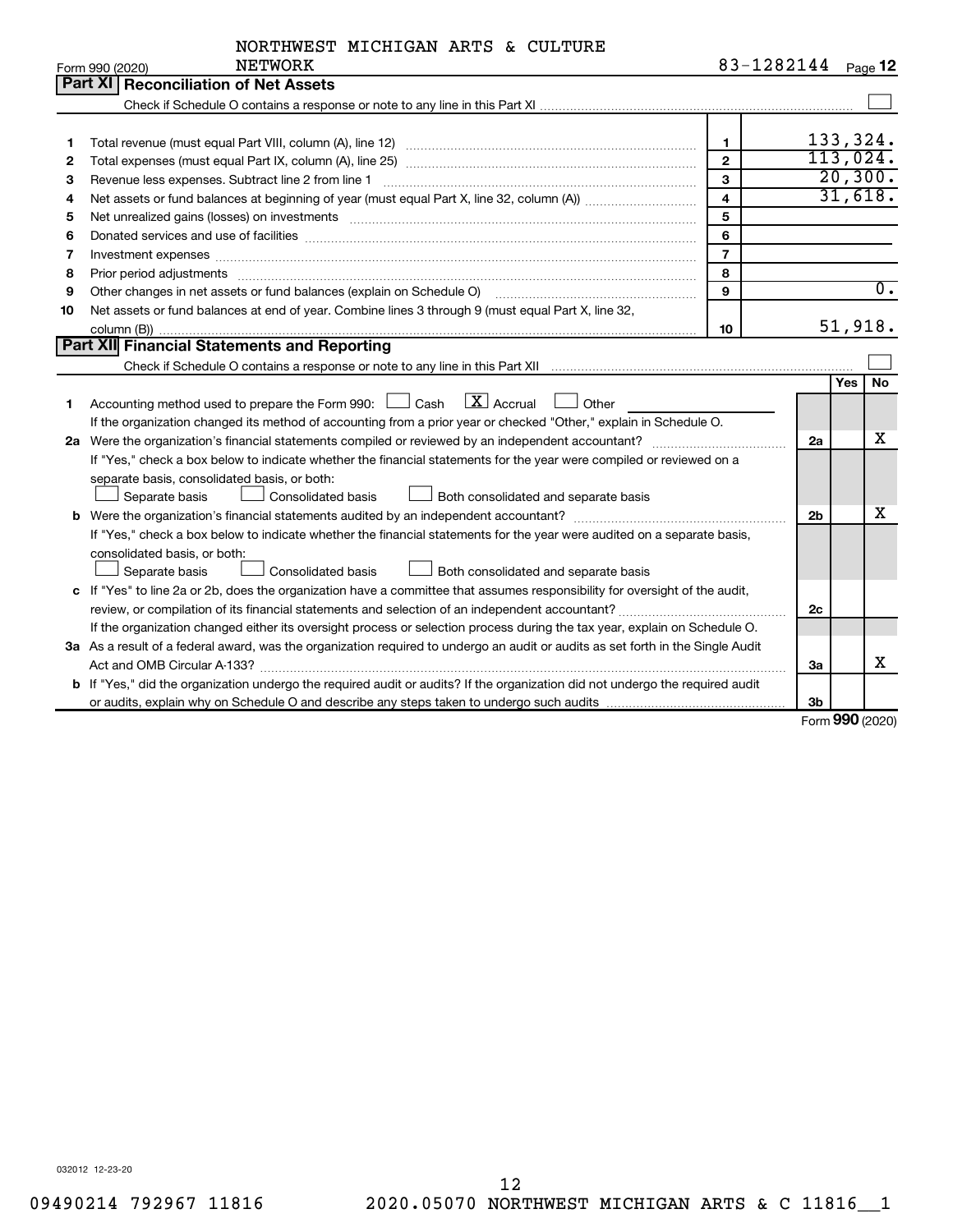NORTHWEST MICHIGAN ARTS & CULTURE NETWORK

Form 990 (2020) 83-1282144 Page 12

## Part XI Reconciliation of Net Assets

Check if Schedule O contains a response or note to any line in this Part XI ☐

| | | | |
|---|---|---|---|
| 1 | Total revenue (must equal Part VIII, column (A), line 12) | 1 | 133,324. |
| 2 | Total expenses (must equal Part IX, column (A), line 25) | 2 | 113,024. |
| 3 | Revenue less expenses. Subtract line 2 from line 1 | 3 | 20,300. |
| 4 | Net assets or fund balances at beginning of year (must equal Part X, line 32, column (A)) | 4 | 31,618. |
| 5 | Net unrealized gains (losses) on investments | 5 | |
| 6 | Donated services and use of facilities | 6 | |
| 7 | Investment expenses | 7 | |
| 8 | Prior period adjustments | 8 | |
| 9 | Other changes in net assets or fund balances (explain on Schedule O) | 9 | 0. |
| 10 | Net assets or fund balances at end of year. Combine lines 3 through 9 (must equal Part X, line 32, column (B)) | 10 | 51,918. |

## Part XII Financial Statements and Reporting

Check if Schedule O contains a response or note to any line in this Part XII ☐

| | | | Yes | No |
|---|---|---|---|---|
| 1 | Accounting method used to prepare the Form 990: ☐ Cash ☒ Accrual ☐ Other<br>If the organization changed its method of accounting from a prior year or checked "Other," explain in Schedule O. | | | |
| 2a | Were the organization's financial statements compiled or reviewed by an independent accountant?<br>If "Yes," check a box below to indicate whether the financial statements for the year were compiled or reviewed on a separate basis, consolidated basis, or both:<br>☐ Separate basis ☐ Consolidated basis ☐ Both consolidated and separate basis | 2a | | X |
| b | Were the organization's financial statements audited by an independent accountant?<br>If "Yes," check a box below to indicate whether the financial statements for the year were audited on a separate basis, consolidated basis, or both:<br>☐ Separate basis ☐ Consolidated basis ☐ Both consolidated and separate basis | 2b | | X |
| c | If "Yes" to line 2a or 2b, does the organization have a committee that assumes responsibility for oversight of the audit, review, or compilation of its financial statements and selection of an independent accountant?<br>If the organization changed either its oversight process or selection process during the tax year, explain on Schedule O. | 2c | | |
| 3a | As a result of a federal award, was the organization required to undergo an audit or audits as set forth in the Single Audit Act and OMB Circular A-133? | 3a | | X |
| b | If "Yes," did the organization undergo the required audit or audits? If the organization did not undergo the required audit or audits, explain why on Schedule O and describe any steps taken to undergo such audits | 3b | | |

Form 990 (2020)

032012 12-23-20

09490214 792967 11816 2020.05070 NORTHWEST MICHIGAN ARTS & C 11816__1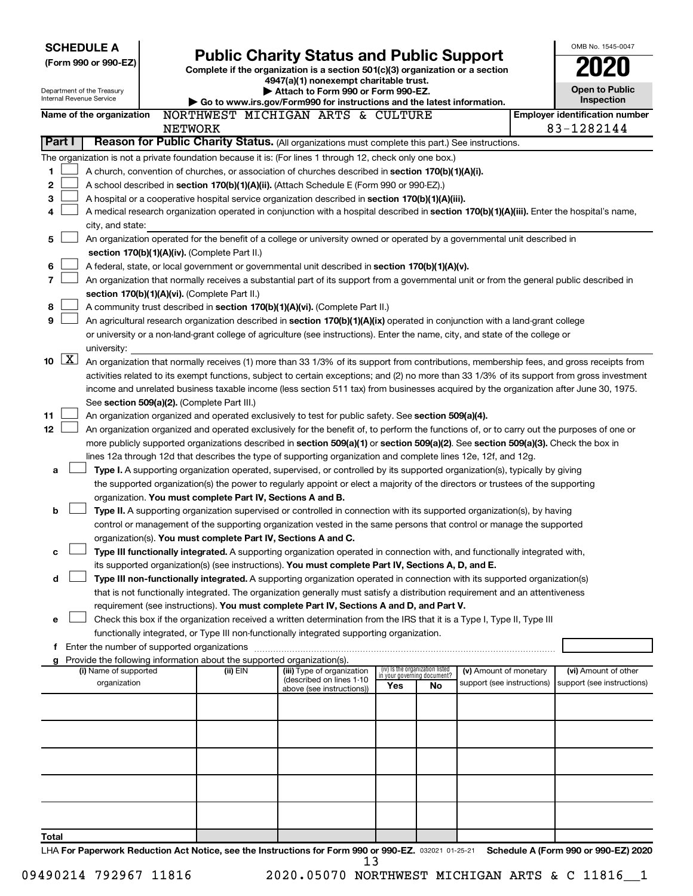**SCHEDULE A**
**(Form 990 or 990-EZ)**

Department of the Treasury
Internal Revenue Service

# Public Charity Status and Public Support

**Complete if the organization is a section 501(c)(3) organization or a section 4947(a)(1) nonexempt charitable trust.**
**▶ Attach to Form 990 or Form 990-EZ.**
**▶ Go to www.irs.gov/Form990 for instructions and the latest information.**

OMB No. 1545-0047
**2020**
**Open to Public Inspection**

**Name of the organization** NORTHWEST MICHIGAN ARTS & CULTURE NETWORK

**Employer identification number** 83-1282144

## Part I Reason for Public Charity Status. (All organizations must complete this part.) See instructions.

The organization is not a private foundation because it is: (For lines 1 through 12, check only one box.)

1 ☐ A church, convention of churches, or association of churches described in **section 170(b)(1)(A)(i).**

2 ☐ A school described in **section 170(b)(1)(A)(ii).** (Attach Schedule E (Form 990 or 990-EZ).)

3 ☐ A hospital or a cooperative hospital service organization described in **section 170(b)(1)(A)(iii).**

4 ☐ A medical research organization operated in conjunction with a hospital described in **section 170(b)(1)(A)(iii).** Enter the hospital's name, city, and state:

5 ☐ An organization operated for the benefit of a college or university owned or operated by a governmental unit described in **section 170(b)(1)(A)(iv).** (Complete Part II.)

6 ☐ A federal, state, or local government or governmental unit described in **section 170(b)(1)(A)(v).**

7 ☐ An organization that normally receives a substantial part of its support from a governmental unit or from the general public described in **section 170(b)(1)(A)(vi).** (Complete Part II.)

8 ☐ A community trust described in **section 170(b)(1)(A)(vi).** (Complete Part II.)

9 ☐ An agricultural research organization described in **section 170(b)(1)(A)(ix)** operated in conjunction with a land-grant college or university or a non-land-grant college of agriculture (see instructions). Enter the name, city, and state of the college or university:

10 ☒ An organization that normally receives (1) more than 33 1/3% of its support from contributions, membership fees, and gross receipts from activities related to its exempt functions, subject to certain exceptions; and (2) no more than 33 1/3% of its support from gross investment income and unrelated business taxable income (less section 511 tax) from businesses acquired by the organization after June 30, 1975. See **section 509(a)(2).** (Complete Part III.)

11 ☐ An organization organized and operated exclusively to test for public safety. See **section 509(a)(4).**

12 ☐ An organization organized and operated exclusively for the benefit of, to perform the functions of, or to carry out the purposes of one or more publicly supported organizations described in **section 509(a)(1)** or **section 509(a)(2).** See **section 509(a)(3).** Check the box in lines 12a through 12d that describes the type of supporting organization and complete lines 12e, 12f, and 12g.

a ☐ **Type I.** A supporting organization operated, supervised, or controlled by its supported organization(s), typically by giving the supported organization(s) the power to regularly appoint or elect a majority of the directors or trustees of the supporting organization. **You must complete Part IV, Sections A and B.**

b ☐ **Type II.** A supporting organization supervised or controlled in connection with its supported organization(s), by having control or management of the supporting organization vested in the same persons that control or manage the supported organization(s). **You must complete Part IV, Sections A and C.**

c ☐ **Type III functionally integrated.** A supporting organization operated in connection with, and functionally integrated with, its supported organization(s) (see instructions). **You must complete Part IV, Sections A, D, and E.**

d ☐ **Type III non-functionally integrated.** A supporting organization operated in connection with its supported organization(s) that is not functionally integrated. The organization generally must satisfy a distribution requirement and an attentiveness requirement (see instructions). **You must complete Part IV, Sections A and D, and Part V.**

e ☐ Check this box if the organization received a written determination from the IRS that it is a Type I, Type II, Type III functionally integrated, or Type III non-functionally integrated supporting organization.

f Enter the number of supported organizations

g Provide the following information about the supported organization(s).

| (i) Name of supported organization | (ii) EIN | (iii) Type of organization (described on lines 1-10 above (see instructions)) | (iv) Is the organization listed in your governing document? Yes | No | (v) Amount of monetary support (see instructions) | (vi) Amount of other support (see instructions) |
|---|---|---|---|---|---|---|
| | | | | | | |
| | | | | | | |
| | | | | | | |
| | | | | | | |
| | | | | | | |
| **Total** | | | | | | |

LHA **For Paperwork Reduction Act Notice, see the Instructions for Form 990 or 990-EZ.** 032021 01-25-21 **Schedule A (Form 990 or 990-EZ) 2020**

09490214 792967 11816 2020.05070 NORTHWEST MICHIGAN ARTS & C 11816__1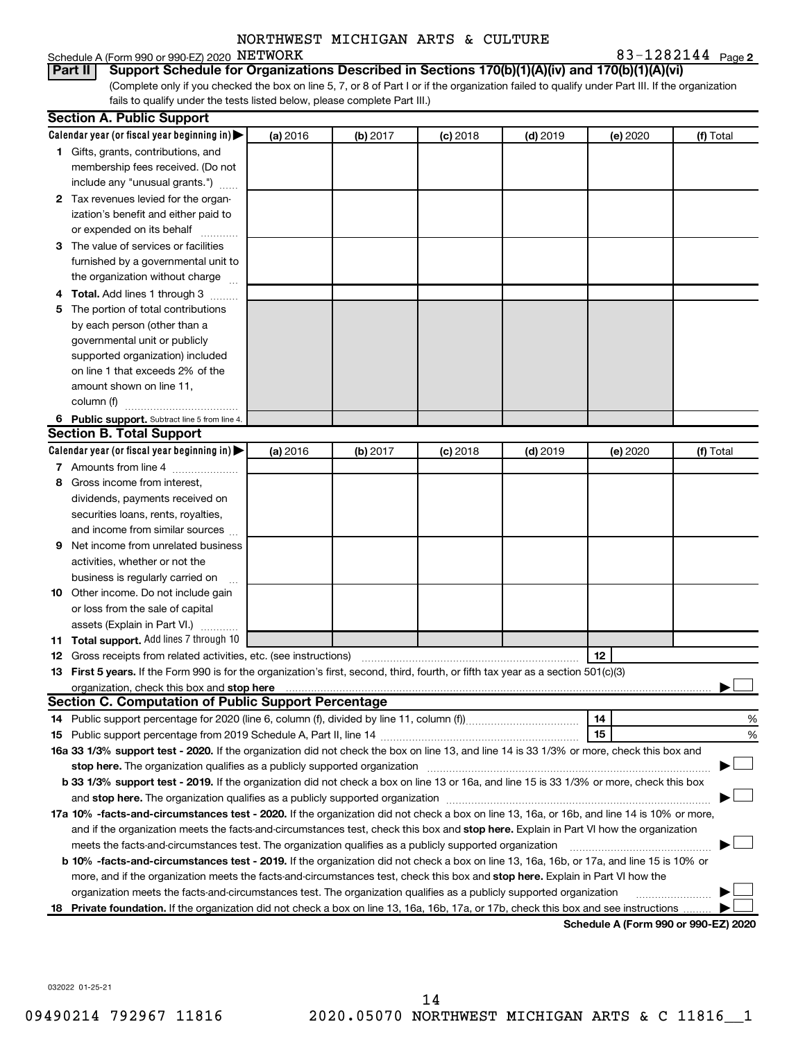NORTHWEST MICHIGAN ARTS & CULTURE

Schedule A (Form 990 or 990-EZ) 2020 NETWORK 83-1282144 Page 2

**Part II** **Support Schedule for Organizations Described in Sections 170(b)(1)(A)(iv) and 170(b)(1)(A)(vi)**

(Complete only if you checked the box on line 5, 7, or 8 of Part I or if the organization failed to qualify under Part III. If the organization fails to qualify under the tests listed below, please complete Part III.)

## Section A. Public Support

| Calendar year (or fiscal year beginning in) ▶ | (a) 2016 | (b) 2017 | (c) 2018 | (d) 2019 | (e) 2020 | (f) Total |
|---|---|---|---|---|---|---|
| **1** Gifts, grants, contributions, and membership fees received. (Do not include any "unusual grants.") | | | | | | |
| **2** Tax revenues levied for the organization's benefit and either paid to or expended on its behalf | | | | | | |
| **3** The value of services or facilities furnished by a governmental unit to the organization without charge | | | | | | |
| **4** **Total.** Add lines 1 through 3 | | | | | | |
| **5** The portion of total contributions by each person (other than a governmental unit or publicly supported organization) included on line 1 that exceeds 2% of the amount shown on line 11, column (f) | | | | | | |
| **6** **Public support.** Subtract line 5 from line 4. | | | | | | |

## Section B. Total Support

| Calendar year (or fiscal year beginning in) ▶ | (a) 2016 | (b) 2017 | (c) 2018 | (d) 2019 | (e) 2020 | (f) Total |
|---|---|---|---|---|---|---|
| **7** Amounts from line 4 | | | | | | |
| **8** Gross income from interest, dividends, payments received on securities loans, rents, royalties, and income from similar sources | | | | | | |
| **9** Net income from unrelated business activities, whether or not the business is regularly carried on | | | | | | |
| **10** Other income. Do not include gain or loss from the sale of capital assets (Explain in Part VI.) | | | | | | |
| **11** **Total support.** Add lines 7 through 10 | | | | | | |

**12** Gross receipts from related activities, etc. (see instructions) **12**

**13** **First 5 years.** If the Form 990 is for the organization's first, second, third, fourth, or fifth tax year as a section 501(c)(3) organization, check this box and **stop here** ▶ ☐

## Section C. Computation of Public Support Percentage

**14** Public support percentage for 2020 (line 6, column (f), divided by line 11, column (f)) **14** %

**15** Public support percentage from 2019 Schedule A, Part II, line 14 **15** %

**16a** **33 1/3% support test - 2020.** If the organization did not check the box on line 13, and line 14 is 33 1/3% or more, check this box and **stop here.** The organization qualifies as a publicly supported organization ▶ ☐

**b** **33 1/3% support test - 2019.** If the organization did not check a box on line 13 or 16a, and line 15 is 33 1/3% or more, check this box and **stop here.** The organization qualifies as a publicly supported organization ▶ ☐

**17a** **10% -facts-and-circumstances test - 2020.** If the organization did not check a box on line 13, 16a, or 16b, and line 14 is 10% or more, and if the organization meets the facts-and-circumstances test, check this box and **stop here.** Explain in Part VI how the organization meets the facts-and-circumstances test. The organization qualifies as a publicly supported organization ▶ ☐

**b** **10% -facts-and-circumstances test - 2019.** If the organization did not check a box on line 13, 16a, 16b, or 17a, and line 15 is 10% or more, and if the organization meets the facts-and-circumstances test, check this box and **stop here.** Explain in Part VI how the organization meets the facts-and-circumstances test. The organization qualifies as a publicly supported organization ▶ ☐

**18** **Private foundation.** If the organization did not check a box on line 13, 16a, 16b, 17a, or 17b, check this box and see instructions ▶ ☐

**Schedule A (Form 990 or 990-EZ) 2020**

032022 01-25-21

09490214 792967 11816 2020.05070 NORTHWEST MICHIGAN ARTS & C 11816__1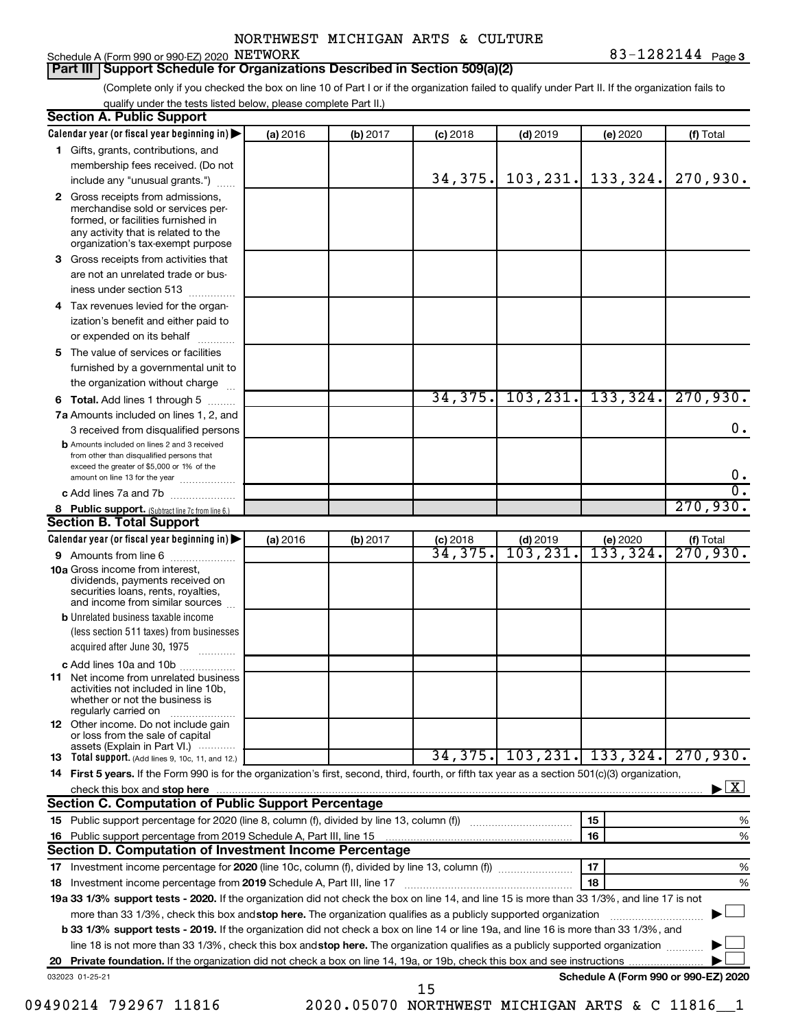NORTHWEST MICHIGAN ARTS & CULTURE NETWORK

Schedule A (Form 990 or 990-EZ) 2020 83-1282144 Page 3

## Part III Support Schedule for Organizations Described in Section 509(a)(2)

(Complete only if you checked the box on line 10 of Part I or if the organization failed to qualify under Part II. If the organization fails to qualify under the tests listed below, please complete Part II.)

### Section A. Public Support

| Calendar year (or fiscal year beginning in) | (a) 2016 | (b) 2017 | (c) 2018 | (d) 2019 | (e) 2020 | (f) Total |
|---|---|---|---|---|---|---|
| 1 Gifts, grants, contributions, and membership fees received. (Do not include any "unusual grants.") | | | 34,375. | 103,231. | 133,324. | 270,930. |
| 2 Gross receipts from admissions, merchandise sold or services performed, or facilities furnished in any activity that is related to the organization's tax-exempt purpose | | | | | | |
| 3 Gross receipts from activities that are not an unrelated trade or business under section 513 | | | | | | |
| 4 Tax revenues levied for the organization's benefit and either paid to or expended on its behalf | | | | | | |
| 5 The value of services or facilities furnished by a governmental unit to the organization without charge | | | | | | |
| 6 Total. Add lines 1 through 5 | | | 34,375. | 103,231. | 133,324. | 270,930. |
| 7a Amounts included on lines 1, 2, and 3 received from disqualified persons | | | | | | 0. |
| b Amounts included on lines 2 and 3 received from other than disqualified persons that exceed the greater of $5,000 or 1% of the amount on line 13 for the year | | | | | | 0. |
| c Add lines 7a and 7b | | | | | | 0. |
| 8 Public support. (Subtract line 7c from line 6.) | | | | | | 270,930. |

### Section B. Total Support

| Calendar year (or fiscal year beginning in) | (a) 2016 | (b) 2017 | (c) 2018 | (d) 2019 | (e) 2020 | (f) Total |
|---|---|---|---|---|---|---|
| 9 Amounts from line 6 | | | 34,375. | 103,231. | 133,324. | 270,930. |
| 10a Gross income from interest, dividends, payments received on securities loans, rents, royalties, and income from similar sources | | | | | | |
| b Unrelated business taxable income (less section 511 taxes) from businesses acquired after June 30, 1975 | | | | | | |
| c Add lines 10a and 10b | | | | | | |
| 11 Net income from unrelated business activities not included in line 10b, whether or not the business is regularly carried on | | | | | | |
| 12 Other income. Do not include gain or loss from the sale of capital assets (Explain in Part VI.) | | | | | | |
| 13 Total support. (Add lines 9, 10c, 11, and 12.) | | | 34,375. | 103,231. | 133,324. | 270,930. |

14 First 5 years. If the Form 990 is for the organization's first, second, third, fourth, or fifth tax year as a section 501(c)(3) organization, check this box and stop here ▶ [X]

### Section C. Computation of Public Support Percentage

| | | |
|---|---|---|
| 15 Public support percentage for 2020 (line 8, column (f), divided by line 13, column (f)) | 15 | % |
| 16 Public support percentage from 2019 Schedule A, Part III, line 15 | 16 | % |

### Section D. Computation of Investment Income Percentage

| | | |
|---|---|---|
| 17 Investment income percentage for 2020 (line 10c, column (f), divided by line 13, column (f)) | 17 | % |
| 18 Investment income percentage from 2019 Schedule A, Part III, line 17 | 18 | % |

19a 33 1/3% support tests - 2020. If the organization did not check the box on line 14, and line 15 is more than 33 1/3%, and line 17 is not more than 33 1/3%, check this box and stop here. The organization qualifies as a publicly supported organization ▶ [ ]

b 33 1/3% support tests - 2019. If the organization did not check a box on line 14 or line 19a, and line 16 is more than 33 1/3%, and line 18 is not more than 33 1/3%, check this box and stop here. The organization qualifies as a publicly supported organization ▶ [ ]

20 Private foundation. If the organization did not check a box on line 14, 19a, or 19b, check this box and see instructions ▶ [ ]

032023 01-25-21 Schedule A (Form 990 or 990-EZ) 2020

09490214 792967 11816 2020.05070 NORTHWEST MICHIGAN ARTS & C 11816__1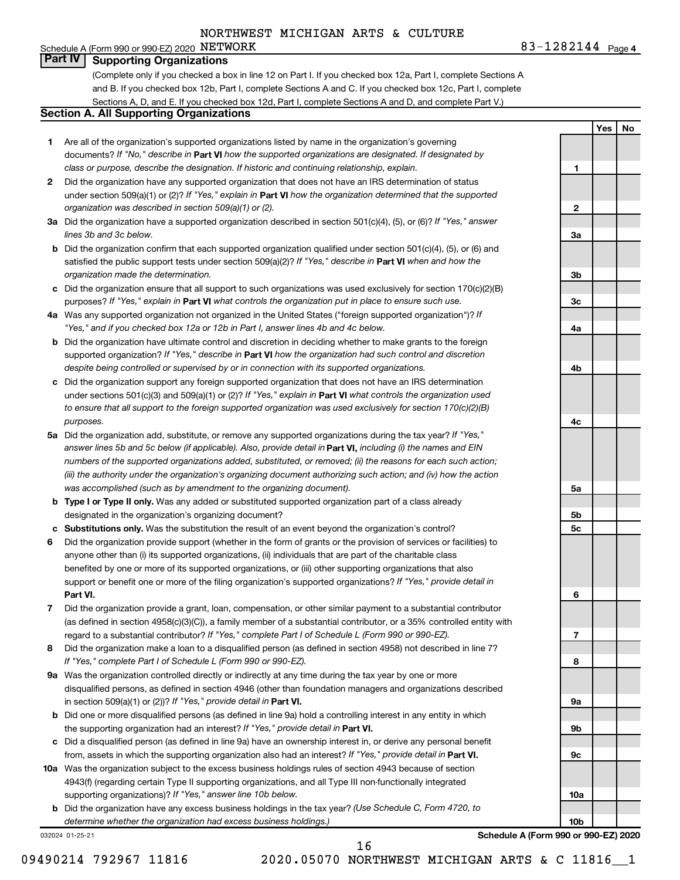Schedule A (Form 990 or 990-EZ) 2020 NORTHWEST MICHIGAN ARTS & CULTURE NETWORK 83-1282144 Page 4

## Part IV Supporting Organizations

(Complete only if you checked a box in line 12 on Part I. If you checked box 12a, Part I, complete Sections A and B. If you checked box 12b, Part I, complete Sections A and C. If you checked box 12c, Part I, complete Sections A, D, and E. If you checked box 12d, Part I, complete Sections A and D, and complete Part V.)

### Section A. All Supporting Organizations

| | | | Yes | No |
|---|---|---|---|---|
| 1 | Are all of the organization's supported organizations listed by name in the organization's governing documents? *If "No," describe in* **Part VI** *how the supported organizations are designated. If designated by class or purpose, describe the designation. If historic and continuing relationship, explain.* | 1 | | |
| 2 | Did the organization have any supported organization that does not have an IRS determination of status under section 509(a)(1) or (2)? *If "Yes," explain in* **Part VI** *how the organization determined that the supported organization was described in section 509(a)(1) or (2).* | 2 | | |
| 3a | Did the organization have a supported organization described in section 501(c)(4), (5), or (6)? *If "Yes," answer lines 3b and 3c below.* | 3a | | |
| b | Did the organization confirm that each supported organization qualified under section 501(c)(4), (5), or (6) and satisfied the public support tests under section 509(a)(2)? *If "Yes," describe in* **Part VI** *when and how the organization made the determination.* | 3b | | |
| c | Did the organization ensure that all support to such organizations was used exclusively for section 170(c)(2)(B) purposes? *If "Yes," explain in* **Part VI** *what controls the organization put in place to ensure such use.* | 3c | | |
| 4a | Was any supported organization not organized in the United States ("foreign supported organization")? *If "Yes," and if you checked box 12a or 12b in Part I, answer lines 4b and 4c below.* | 4a | | |
| b | Did the organization have ultimate control and discretion in deciding whether to make grants to the foreign supported organization? *If "Yes," describe in* **Part VI** *how the organization had such control and discretion despite being controlled or supervised by or in connection with its supported organizations.* | 4b | | |
| c | Did the organization support any foreign supported organization that does not have an IRS determination under sections 501(c)(3) and 509(a)(1) or (2)? *If "Yes," explain in* **Part VI** *what controls the organization used to ensure that all support to the foreign supported organization was used exclusively for section 170(c)(2)(B) purposes.* | 4c | | |
| 5a | Did the organization add, substitute, or remove any supported organizations during the tax year? *If "Yes," answer lines 5b and 5c below (if applicable). Also, provide detail in* **Part VI,** *including (i) the names and EIN numbers of the supported organizations added, substituted, or removed; (ii) the reasons for each such action; (iii) the authority under the organization's organizing document authorizing such action; and (iv) how the action was accomplished (such as by amendment to the organizing document).* | 5a | | |
| b | **Type I or Type II only.** Was any added or substituted supported organization part of a class already designated in the organization's organizing document? | 5b | | |
| c | **Substitutions only.** Was the substitution the result of an event beyond the organization's control? | 5c | | |
| 6 | Did the organization provide support (whether in the form of grants or the provision of services or facilities) to anyone other than (i) its supported organizations, (ii) individuals that are part of the charitable class benefited by one or more of its supported organizations, or (iii) other supporting organizations that also support or benefit one or more of the filing organization's supported organizations? *If "Yes," provide detail in* **Part VI.** | 6 | | |
| 7 | Did the organization provide a grant, loan, compensation, or other similar payment to a substantial contributor (as defined in section 4958(c)(3)(C)), a family member of a substantial contributor, or a 35% controlled entity with regard to a substantial contributor? *If "Yes," complete Part I of Schedule L (Form 990 or 990-EZ).* | 7 | | |
| 8 | Did the organization make a loan to a disqualified person (as defined in section 4958) not described in line 7? *If "Yes," complete Part I of Schedule L (Form 990 or 990-EZ).* | 8 | | |
| 9a | Was the organization controlled directly or indirectly at any time during the tax year by one or more disqualified persons, as defined in section 4946 (other than foundation managers and organizations described in section 509(a)(1) or (2))? *If "Yes," provide detail in* **Part VI.** | 9a | | |
| b | Did one or more disqualified persons (as defined in line 9a) hold a controlling interest in any entity in which the supporting organization had an interest? *If "Yes," provide detail in* **Part VI.** | 9b | | |
| c | Did a disqualified person (as defined in line 9a) have an ownership interest in, or derive any personal benefit from, assets in which the supporting organization also had an interest? *If "Yes," provide detail in* **Part VI.** | 9c | | |
| 10a | Was the organization subject to the excess business holdings rules of section 4943 because of section 4943(f) (regarding certain Type II supporting organizations, and all Type III non-functionally integrated supporting organizations)? *If "Yes," answer line 10b below.* | 10a | | |
| b | Did the organization have any excess business holdings in the tax year? *(Use Schedule C, Form 4720, to determine whether the organization had excess business holdings.)* | 10b | | |

032024 01-25-21 **Schedule A (Form 990 or 990-EZ) 2020**

09490214 792967 11816 2020.05070 NORTHWEST MICHIGAN ARTS & C 11816__1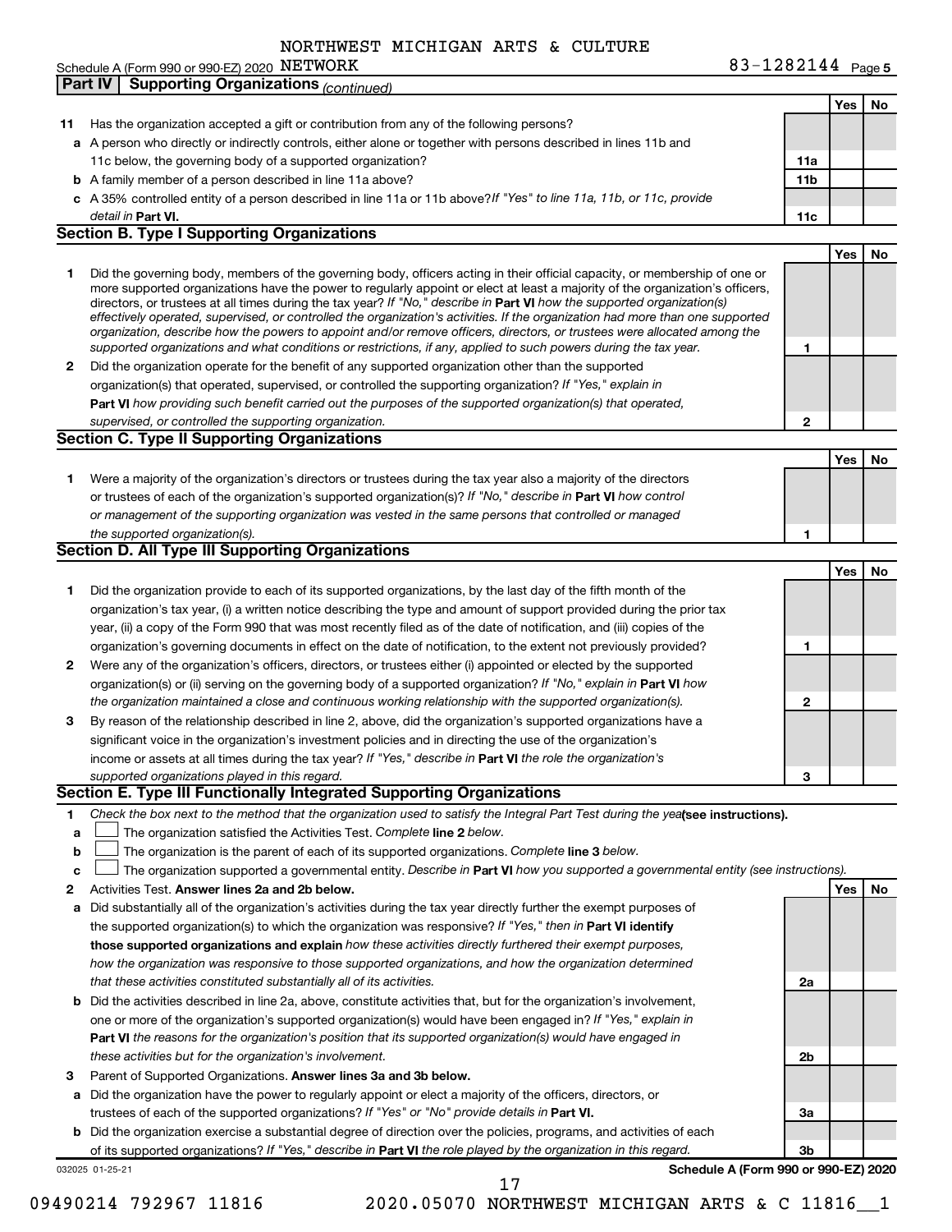NORTHWEST MICHIGAN ARTS & CULTURE

Schedule A (Form 990 or 990-EZ) 2020 NETWORK 83-1282144 Page 5

## Part IV Supporting Organizations *(continued)*

| | | | Yes | No |
|---|---|---|---|---|
| **11** | Has the organization accepted a gift or contribution from any of the following persons? | | | |
| **a** | A person who directly or indirectly controls, either alone or together with persons described in lines 11b and 11c below, the governing body of a supported organization? | **11a** | | |
| **b** | A family member of a person described in line 11a above? | **11b** | | |
| **c** | A 35% controlled entity of a person described in line 11a or 11b above? *If "Yes" to line 11a, 11b, or 11c, provide detail in* **Part VI.** | **11c** | | |

### Section B. Type I Supporting Organizations

| | | | Yes | No |
|---|---|---|---|---|
| **1** | Did the governing body, members of the governing body, officers acting in their official capacity, or membership of one or more supported organizations have the power to regularly appoint or elect at least a majority of the organization's officers, directors, or trustees at all times during the tax year? *If "No," describe in* **Part VI** *how the supported organization(s) effectively operated, supervised, or controlled the organization's activities. If the organization had more than one supported organization, describe how the powers to appoint and/or remove officers, directors, or trustees were allocated among the supported organizations and what conditions or restrictions, if any, applied to such powers during the tax year.* | **1** | | |
| **2** | Did the organization operate for the benefit of any supported organization other than the supported organization(s) that operated, supervised, or controlled the supporting organization? *If "Yes," explain in* **Part VI** *how providing such benefit carried out the purposes of the supported organization(s) that operated, supervised, or controlled the supporting organization.* | **2** | | |

### Section C. Type II Supporting Organizations

| | | | Yes | No |
|---|---|---|---|---|
| **1** | Were a majority of the organization's directors or trustees during the tax year also a majority of the directors or trustees of each of the organization's supported organization(s)? *If "No," describe in* **Part VI** *how control or management of the supporting organization was vested in the same persons that controlled or managed the supported organization(s).* | **1** | | |

### Section D. All Type III Supporting Organizations

| | | | Yes | No |
|---|---|---|---|---|
| **1** | Did the organization provide to each of its supported organizations, by the last day of the fifth month of the organization's tax year, (i) a written notice describing the type and amount of support provided during the prior tax year, (ii) a copy of the Form 990 that was most recently filed as of the date of notification, and (iii) copies of the organization's governing documents in effect on the date of notification, to the extent not previously provided? | **1** | | |
| **2** | Were any of the organization's officers, directors, or trustees either (i) appointed or elected by the supported organization(s) or (ii) serving on the governing body of a supported organization? *If "No," explain in* **Part VI** *how the organization maintained a close and continuous working relationship with the supported organization(s).* | **2** | | |
| **3** | By reason of the relationship described in line 2, above, did the organization's supported organizations have a significant voice in the organization's investment policies and in directing the use of the organization's income or assets at all times during the tax year? *If "Yes," describe in* **Part VI** *the role the organization's supported organizations played in this regard.* | **3** | | |

### Section E. Type III Functionally Integrated Supporting Organizations

**1** *Check the box next to the method that the organization used to satisfy the Integral Part Test during the year* **(see instructions).**

- **a** ☐ The organization satisfied the Activities Test. *Complete* **line 2** *below.*
- **b** ☐ The organization is the parent of each of its supported organizations. *Complete* **line 3** *below.*
- **c** ☐ The organization supported a governmental entity. *Describe in* **Part VI** *how you supported a governmental entity (see instructions).*

| | | | Yes | No |
|---|---|---|---|---|
| **2** | Activities Test. **Answer lines 2a and 2b below.** | | | |
| **a** | Did substantially all of the organization's activities during the tax year directly further the exempt purposes of the supported organization(s) to which the organization was responsive? *If "Yes," then in* **Part VI identify those supported organizations and explain** *how these activities directly furthered their exempt purposes, how the organization was responsive to those supported organizations, and how the organization determined that these activities constituted substantially all of its activities.* | **2a** | | |
| **b** | Did the activities described in line 2a, above, constitute activities that, but for the organization's involvement, one or more of the organization's supported organization(s) would have been engaged in? *If "Yes," explain in* **Part VI** *the reasons for the organization's position that its supported organization(s) would have engaged in these activities but for the organization's involvement.* | **2b** | | |
| **3** | Parent of Supported Organizations. **Answer lines 3a and 3b below.** | | | |
| **a** | Did the organization have the power to regularly appoint or elect a majority of the officers, directors, or trustees of each of the supported organizations? *If "Yes" or "No" provide details in* **Part VI.** | **3a** | | |
| **b** | Did the organization exercise a substantial degree of direction over the policies, programs, and activities of each of its supported organizations? *If "Yes," describe in* **Part VI** *the role played by the organization in this regard.* | **3b** | | |

032025 01-25-21 **Schedule A (Form 990 or 990-EZ) 2020**

09490214 792967 11816 2020.05070 NORTHWEST MICHIGAN ARTS & C 11816__1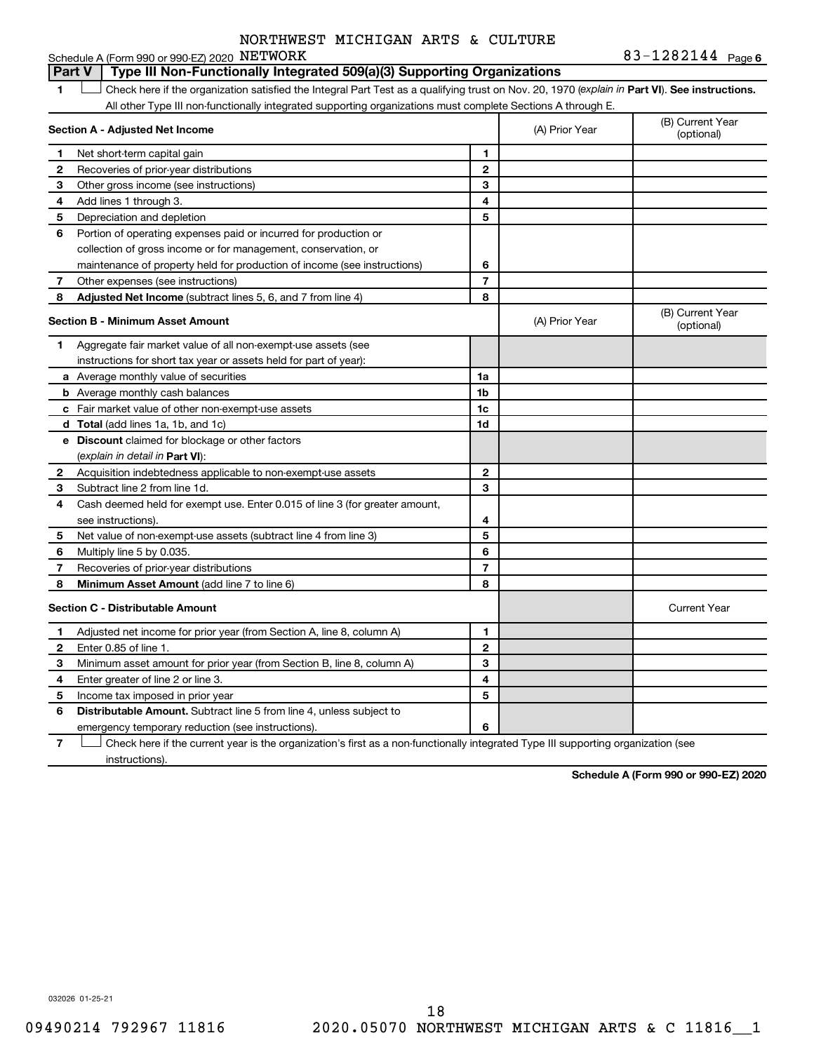NORTHWEST MICHIGAN ARTS & CULTURE NETWORK

Schedule A (Form 990 or 990-EZ) 2020 83-1282144 Page 6

## Part V Type III Non-Functionally Integrated 509(a)(3) Supporting Organizations

1 ☐ Check here if the organization satisfied the Integral Part Test as a qualifying trust on Nov. 20, 1970 (*explain in* **Part VI**). **See instructions.** All other Type III non-functionally integrated supporting organizations must complete Sections A through E.

| **Section A - Adjusted Net Income** | | | (A) Prior Year | (B) Current Year (optional) |
|---|---|---|---|---|
| 1 | Net short-term capital gain | 1 | | |
| 2 | Recoveries of prior-year distributions | 2 | | |
| 3 | Other gross income (see instructions) | 3 | | |
| 4 | Add lines 1 through 3. | 4 | | |
| 5 | Depreciation and depletion | 5 | | |
| 6 | Portion of operating expenses paid or incurred for production or collection of gross income or for management, conservation, or maintenance of property held for production of income (see instructions) | 6 | | |
| 7 | Other expenses (see instructions) | 7 | | |
| 8 | **Adjusted Net Income** (subtract lines 5, 6, and 7 from line 4) | 8 | | |

| **Section B - Minimum Asset Amount** | | | (A) Prior Year | (B) Current Year (optional) |
|---|---|---|---|---|
| 1 | Aggregate fair market value of all non-exempt-use assets (see instructions for short tax year or assets held for part of year): | | | |
| a | Average monthly value of securities | 1a | | |
| b | Average monthly cash balances | 1b | | |
| c | Fair market value of other non-exempt-use assets | 1c | | |
| d | **Total** (add lines 1a, 1b, and 1c) | 1d | | |
| e | **Discount** claimed for blockage or other factors (*explain in detail in* **Part VI**): | | | |
| 2 | Acquisition indebtedness applicable to non-exempt-use assets | 2 | | |
| 3 | Subtract line 2 from line 1d. | 3 | | |
| 4 | Cash deemed held for exempt use. Enter 0.015 of line 3 (for greater amount, see instructions). | 4 | | |
| 5 | Net value of non-exempt-use assets (subtract line 4 from line 3) | 5 | | |
| 6 | Multiply line 5 by 0.035. | 6 | | |
| 7 | Recoveries of prior-year distributions | 7 | | |
| 8 | **Minimum Asset Amount** (add line 7 to line 6) | 8 | | |

| **Section C - Distributable Amount** | | | | Current Year |
|---|---|---|---|---|
| 1 | Adjusted net income for prior year (from Section A, line 8, column A) | 1 | | |
| 2 | Enter 0.85 of line 1. | 2 | | |
| 3 | Minimum asset amount for prior year (from Section B, line 8, column A) | 3 | | |
| 4 | Enter greater of line 2 or line 3. | 4 | | |
| 5 | Income tax imposed in prior year | 5 | | |
| 6 | **Distributable Amount.** Subtract line 5 from line 4, unless subject to emergency temporary reduction (see instructions). | 6 | | |

7 ☐ Check here if the current year is the organization's first as a non-functionally integrated Type III supporting organization (see instructions).

**Schedule A (Form 990 or 990-EZ) 2020**

032026 01-25-21

09490214 792967 11816 2020.05070 NORTHWEST MICHIGAN ARTS & C 11816__1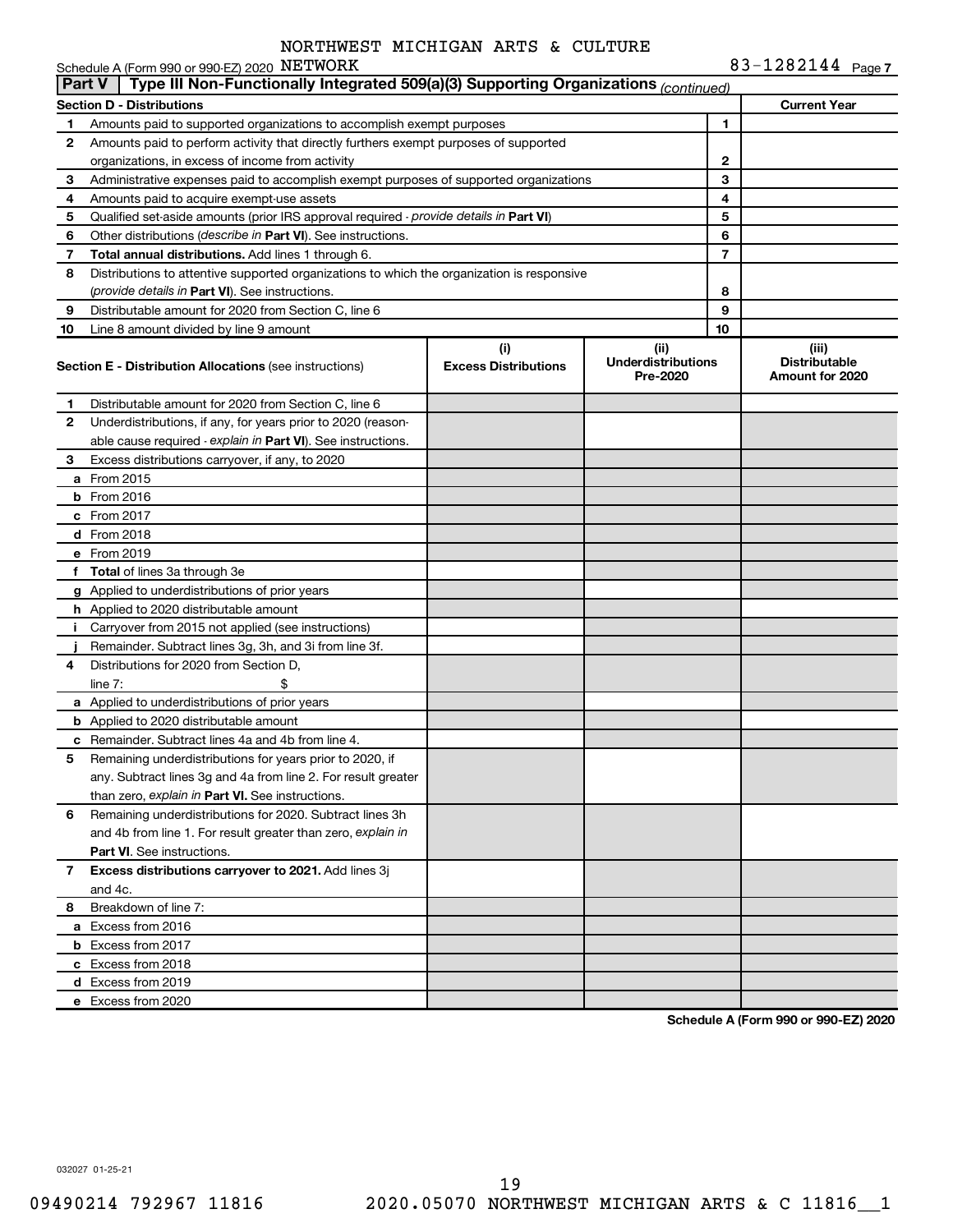NORTHWEST MICHIGAN ARTS & CULTURE

Schedule A (Form 990 or 990-EZ) 2020 NETWORK 83-1282144 Page 7

## Part V Type III Non-Functionally Integrated 509(a)(3) Supporting Organizations *(continued)*

| Section D - Distributions | | | Current Year |
|---|---|---|---|
| 1 | Amounts paid to supported organizations to accomplish exempt purposes | 1 | |
| 2 | Amounts paid to perform activity that directly furthers exempt purposes of supported organizations, in excess of income from activity | 2 | |
| 3 | Administrative expenses paid to accomplish exempt purposes of supported organizations | 3 | |
| 4 | Amounts paid to acquire exempt-use assets | 4 | |
| 5 | Qualified set-aside amounts (prior IRS approval required - *provide details in* **Part VI**) | 5 | |
| 6 | Other distributions (*describe in* **Part VI**). See instructions. | 6 | |
| 7 | **Total annual distributions.** Add lines 1 through 6. | 7 | |
| 8 | Distributions to attentive supported organizations to which the organization is responsive (*provide details in* **Part VI**). See instructions. | 8 | |
| 9 | Distributable amount for 2020 from Section C, line 6 | 9 | |
| 10 | Line 8 amount divided by line 9 amount | 10 | |

| | **Section E - Distribution Allocations** (see instructions) | (i) Excess Distributions | (ii) Underdistributions Pre-2020 | (iii) Distributable Amount for 2020 |
|---|---|---|---|---|
| 1 | Distributable amount for 2020 from Section C, line 6 | | | |
| 2 | Underdistributions, if any, for years prior to 2020 (reasonable cause required - *explain in* **Part VI**). See instructions. | | | |
| 3 | Excess distributions carryover, if any, to 2020 | | | |
| a | From 2015 | | | |
| b | From 2016 | | | |
| c | From 2017 | | | |
| d | From 2018 | | | |
| e | From 2019 | | | |
| f | **Total** of lines 3a through 3e | | | |
| g | Applied to underdistributions of prior years | | | |
| h | Applied to 2020 distributable amount | | | |
| i | Carryover from 2015 not applied (see instructions) | | | |
| j | Remainder. Subtract lines 3g, 3h, and 3i from line 3f. | | | |
| 4 | Distributions for 2020 from Section D, line 7: $ | | | |
| a | Applied to underdistributions of prior years | | | |
| b | Applied to 2020 distributable amount | | | |
| c | Remainder. Subtract lines 4a and 4b from line 4. | | | |
| 5 | Remaining underdistributions for years prior to 2020, if any. Subtract lines 3g and 4a from line 2. For result greater than zero, *explain in* **Part VI.** See instructions. | | | |
| 6 | Remaining underdistributions for 2020. Subtract lines 3h and 4b from line 1. For result greater than zero, *explain in* **Part VI**. See instructions. | | | |
| 7 | **Excess distributions carryover to 2021.** Add lines 3j and 4c. | | | |
| 8 | Breakdown of line 7: | | | |
| a | Excess from 2016 | | | |
| b | Excess from 2017 | | | |
| c | Excess from 2018 | | | |
| d | Excess from 2019 | | | |
| e | Excess from 2020 | | | |

**Schedule A (Form 990 or 990-EZ) 2020**

032027 01-25-21

09490214 792967 11816 2020.05070 NORTHWEST MICHIGAN ARTS & C 11816__1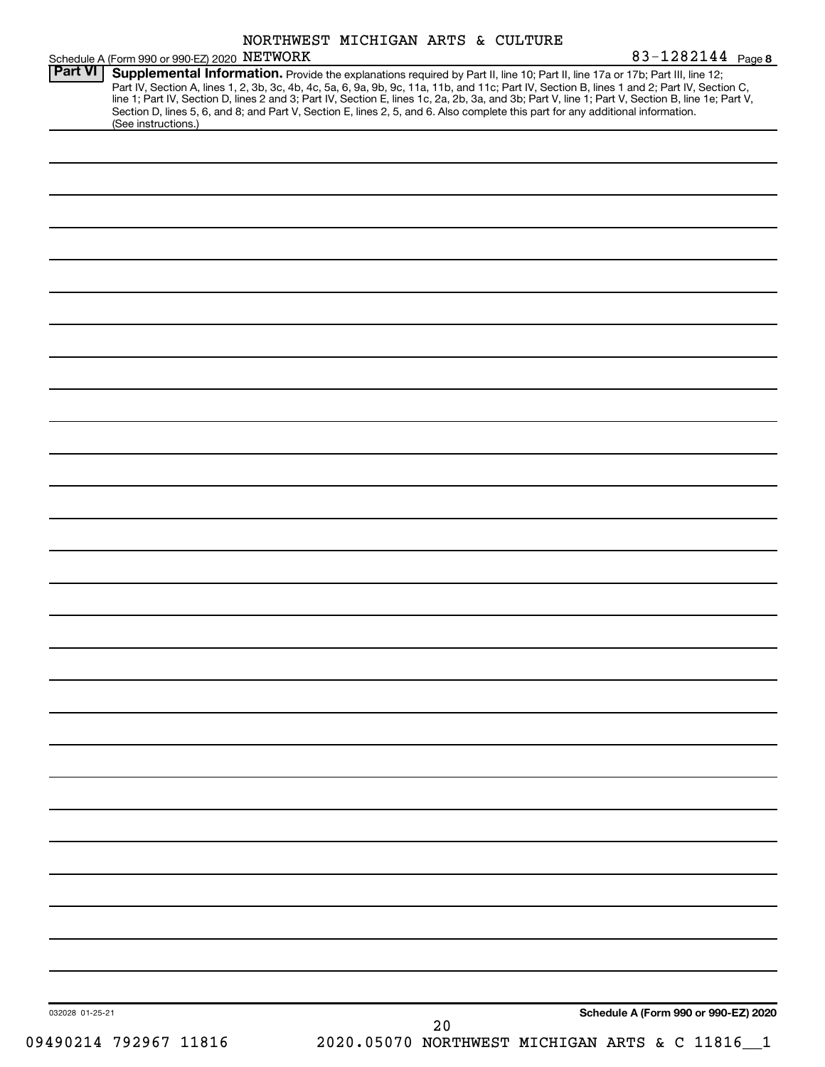Schedule A (Form 990 or 990-EZ) 2020 NORTHWEST MICHIGAN ARTS & CULTURE NETWORK 83-1282144 Page 8

**Part VI** **Supplemental Information.** Provide the explanations required by Part II, line 10; Part II, line 17a or 17b; Part III, line 12; Part IV, Section A, lines 1, 2, 3b, 3c, 4b, 4c, 5a, 6, 9a, 9b, 9c, 11a, 11b, and 11c; Part IV, Section B, lines 1 and 2; Part IV, Section C, line 1; Part IV, Section D, lines 2 and 3; Part IV, Section E, lines 1c, 2a, 2b, 3a, and 3b; Part V, line 1; Part V, Section B, line 1e; Part V, Section D, lines 5, 6, and 8; and Part V, Section E, lines 2, 5, and 6. Also complete this part for any additional information. (See instructions.)

032028 01-25-21

**Schedule A (Form 990 or 990-EZ) 2020**

09490214 792967 11816 2020.05070 NORTHWEST MICHIGAN ARTS & C 11816__1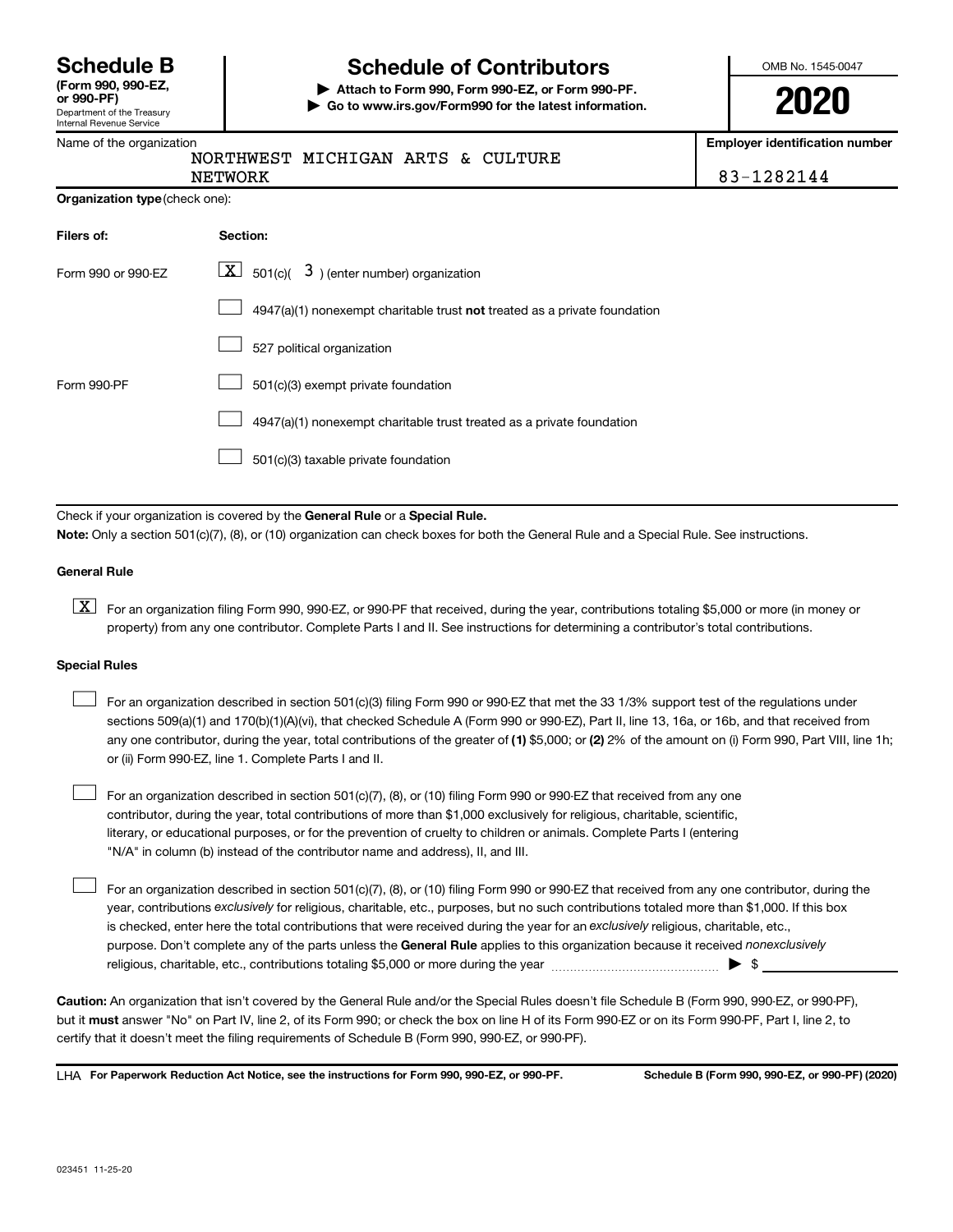# Schedule B

**(Form 990, 990-EZ, or 990-PF)**
Department of the Treasury
Internal Revenue Service

## Schedule of Contributors

▶ **Attach to Form 990, Form 990-EZ, or Form 990-PF.**
▶ **Go to www.irs.gov/Form990 for the latest information.**

OMB No. 1545-0047

**2020**

Name of the organization: NORTHWEST MICHIGAN ARTS & CULTURE NETWORK

**Employer identification number:** 83-1282144

**Organization type** (check one):

| Filers of: | Section: |
|---|---|
| Form 990 or 990-EZ | [X] 501(c)( 3 ) (enter number) organization |
| | [ ] 4947(a)(1) nonexempt charitable trust **not** treated as a private foundation |
| | [ ] 527 political organization |
| Form 990-PF | [ ] 501(c)(3) exempt private foundation |
| | [ ] 4947(a)(1) nonexempt charitable trust treated as a private foundation |
| | [ ] 501(c)(3) taxable private foundation |

Check if your organization is covered by the **General Rule** or a **Special Rule.**

**Note:** Only a section 501(c)(7), (8), or (10) organization can check boxes for both the General Rule and a Special Rule. See instructions.

**General Rule**

[X] For an organization filing Form 990, 990-EZ, or 990-PF that received, during the year, contributions totaling $5,000 or more (in money or property) from any one contributor. Complete Parts I and II. See instructions for determining a contributor's total contributions.

**Special Rules**

[ ] For an organization described in section 501(c)(3) filing Form 990 or 990-EZ that met the 33 1/3% support test of the regulations under sections 509(a)(1) and 170(b)(1)(A)(vi), that checked Schedule A (Form 990 or 990-EZ), Part II, line 13, 16a, or 16b, and that received from any one contributor, during the year, total contributions of the greater of **(1)** $5,000; or **(2)** 2% of the amount on (i) Form 990, Part VIII, line 1h; or (ii) Form 990-EZ, line 1. Complete Parts I and II.

[ ] For an organization described in section 501(c)(7), (8), or (10) filing Form 990 or 990-EZ that received from any one contributor, during the year, total contributions of more than $1,000 exclusively for religious, charitable, scientific, literary, or educational purposes, or for the prevention of cruelty to children or animals. Complete Parts I (entering "N/A" in column (b) instead of the contributor name and address), II, and III.

[ ] For an organization described in section 501(c)(7), (8), or (10) filing Form 990 or 990-EZ that received from any one contributor, during the year, contributions *exclusively* for religious, charitable, etc., purposes, but no such contributions totaled more than $1,000. If this box is checked, enter here the total contributions that were received during the year for an *exclusively* religious, charitable, etc., purpose. Don't complete any of the parts unless the **General Rule** applies to this organization because it received *nonexclusively* religious, charitable, etc., contributions totaling $5,000 or more during the year ▶ $ ______

**Caution:** An organization that isn't covered by the General Rule and/or the Special Rules doesn't file Schedule B (Form 990, 990-EZ, or 990-PF), but it **must** answer "No" on Part IV, line 2, of its Form 990; or check the box on line H of its Form 990-EZ or on its Form 990-PF, Part I, line 2, to certify that it doesn't meet the filing requirements of Schedule B (Form 990, 990-EZ, or 990-PF).

LHA **For Paperwork Reduction Act Notice, see the instructions for Form 990, 990-EZ, or 990-PF.** **Schedule B (Form 990, 990-EZ, or 990-PF) (2020)**

023451 11-25-20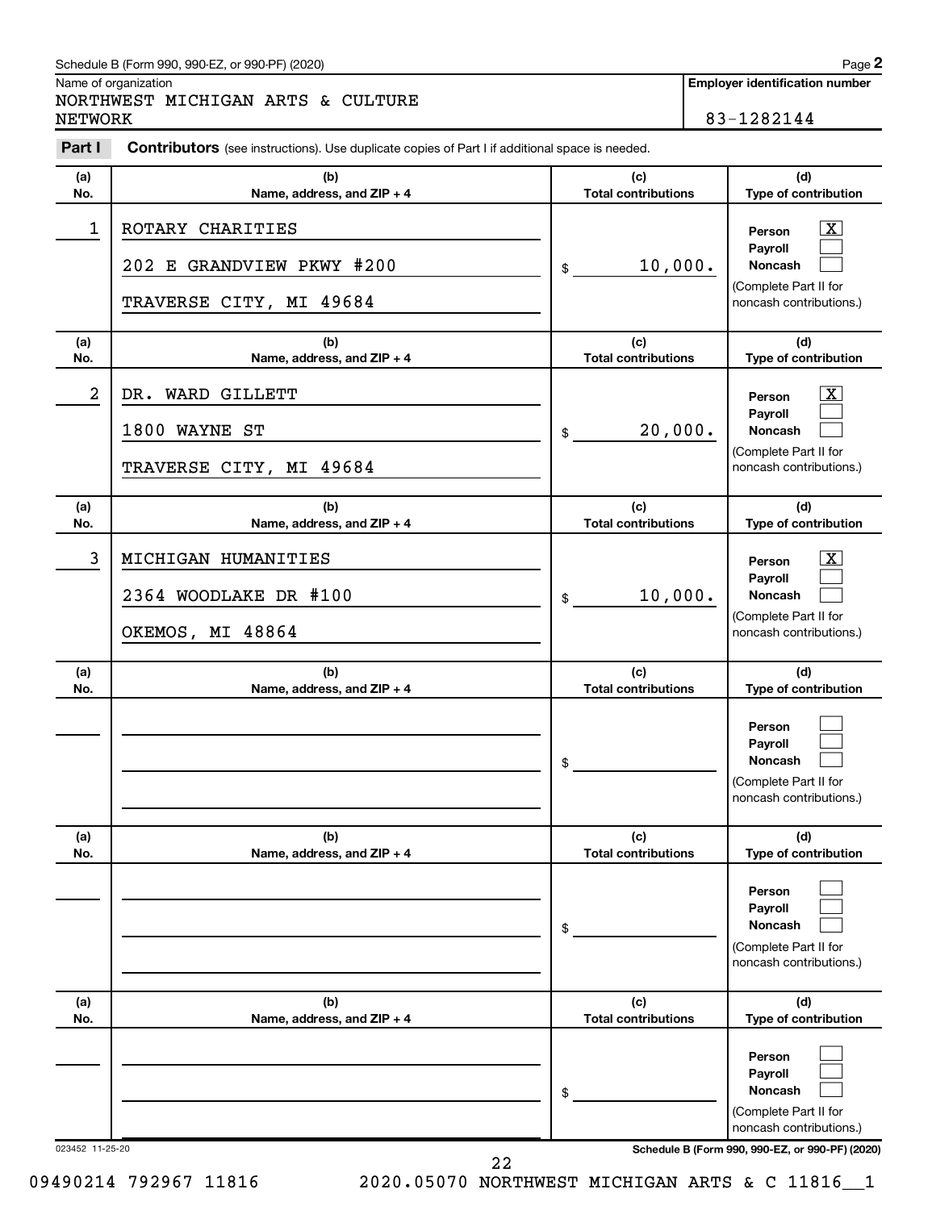Schedule B (Form 990, 990-EZ, or 990-PF) (2020)

Name of organization

NORTHWEST MICHIGAN ARTS & CULTURE NETWORK

**Employer identification number**

83-1282144

**Part I** **Contributors** (see instructions). Use duplicate copies of Part I if additional space is needed.

| (a) No. | (b) Name, address, and ZIP + 4 | (c) Total contributions | (d) Type of contribution |
|---|---|---|---|
| 1 | ROTARY CHARITIES<br>202 E GRANDVIEW PKWY #200<br>TRAVERSE CITY, MI 49684 | $ 10,000. | Person [X]<br>Payroll [ ]<br>Noncash [ ]<br>(Complete Part II for noncash contributions.) |
| 2 | DR. WARD GILLETT<br>1800 WAYNE ST<br>TRAVERSE CITY, MI 49684 | $ 20,000. | Person [X]<br>Payroll [ ]<br>Noncash [ ]<br>(Complete Part II for noncash contributions.) |
| 3 | MICHIGAN HUMANITIES<br>2364 WOODLAKE DR #100<br>OKEMOS, MI 48864 | $ 10,000. | Person [X]<br>Payroll [ ]<br>Noncash [ ]<br>(Complete Part II for noncash contributions.) |
| | | $ | Person [ ]<br>Payroll [ ]<br>Noncash [ ]<br>(Complete Part II for noncash contributions.) |
| | | $ | Person [ ]<br>Payroll [ ]<br>Noncash [ ]<br>(Complete Part II for noncash contributions.) |
| | | $ | Person [ ]<br>Payroll [ ]<br>Noncash [ ]<br>(Complete Part II for noncash contributions.) |

023452 11-25-20

Schedule B (Form 990, 990-EZ, or 990-PF) (2020)

09490214 792967 11816 2020.05070 NORTHWEST MICHIGAN ARTS & C 11816__1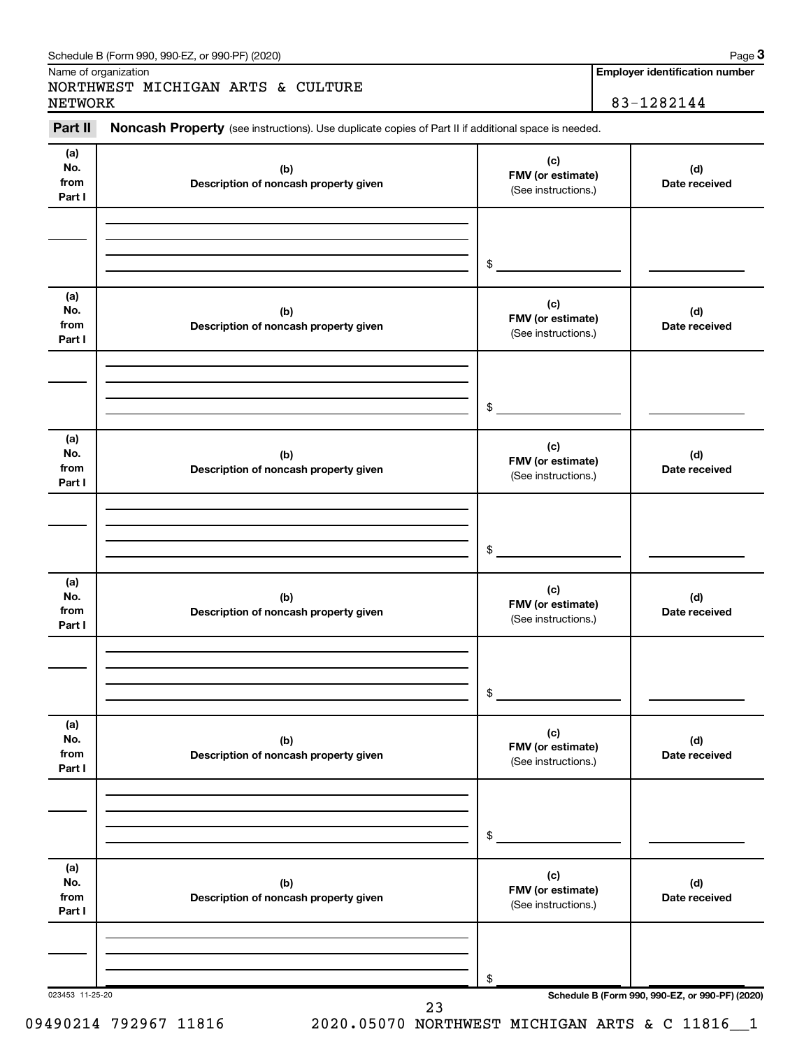Schedule B (Form 990, 990-EZ, or 990-PF) (2020)

Name of organization: NORTHWEST MICHIGAN ARTS & CULTURE NETWORK

**Employer identification number:** 83-1282144

**Part II** **Noncash Property** (see instructions). Use duplicate copies of Part II if additional space is needed.

| (a) No. from Part I | (b) Description of noncash property given | (c) FMV (or estimate) (See instructions.) | (d) Date received |
|---|---|---|---|
| | | $ | |

| (a) No. from Part I | (b) Description of noncash property given | (c) FMV (or estimate) (See instructions.) | (d) Date received |
|---|---|---|---|
| | | $ | |

| (a) No. from Part I | (b) Description of noncash property given | (c) FMV (or estimate) (See instructions.) | (d) Date received |
|---|---|---|---|
| | | $ | |

| (a) No. from Part I | (b) Description of noncash property given | (c) FMV (or estimate) (See instructions.) | (d) Date received |
|---|---|---|---|
| | | $ | |

| (a) No. from Part I | (b) Description of noncash property given | (c) FMV (or estimate) (See instructions.) | (d) Date received |
|---|---|---|---|
| | | $ | |

| (a) No. from Part I | (b) Description of noncash property given | (c) FMV (or estimate) (See instructions.) | (d) Date received |
|---|---|---|---|
| | | $ | |

023453 11-25-20

Schedule B (Form 990, 990-EZ, or 990-PF) (2020)

09490214 792967 11816 2020.05070 NORTHWEST MICHIGAN ARTS & C 11816__1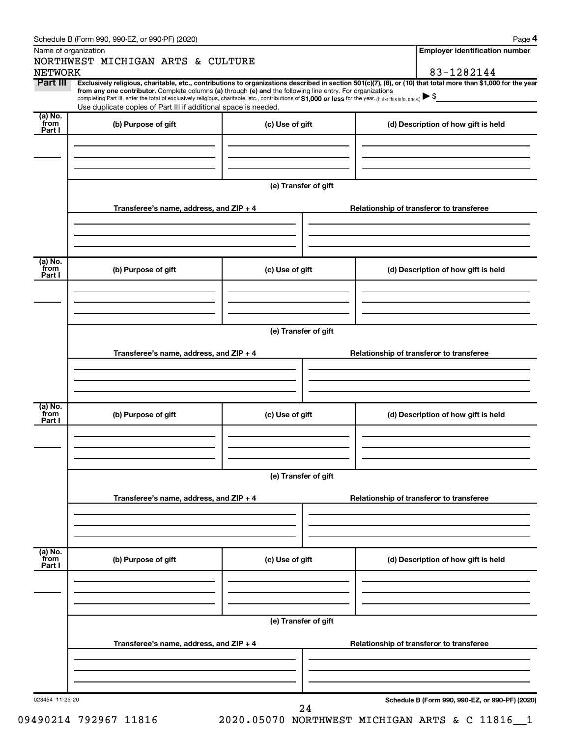Name of organization

NORTHWEST MICHIGAN ARTS & CULTURE NETWORK

**Employer identification number**

83-1282144

**Part III** **Exclusively religious, charitable, etc., contributions to organizations described in section 501(c)(7), (8), or (10) that total more than $1,000 for the year from any one contributor.** Complete columns **(a)** through **(e)** and the following line entry. For organizations completing Part III, enter the total of exclusively religious, charitable, etc., contributions of **$1,000 or less** for the year. (Enter this info. once.) ▶ $

Use duplicate copies of Part III if additional space is needed.

| (a) No. from Part I | (b) Purpose of gift | (c) Use of gift | (d) Description of how gift is held |
|---|---|---|---|
| | | | |

**(e) Transfer of gift**

| Transferee's name, address, and ZIP + 4 | Relationship of transferor to transferee |
|---|---|
| | |

| (a) No. from Part I | (b) Purpose of gift | (c) Use of gift | (d) Description of how gift is held |
|---|---|---|---|
| | | | |

**(e) Transfer of gift**

| Transferee's name, address, and ZIP + 4 | Relationship of transferor to transferee |
|---|---|
| | |

| (a) No. from Part I | (b) Purpose of gift | (c) Use of gift | (d) Description of how gift is held |
|---|---|---|---|
| | | | |

**(e) Transfer of gift**

| Transferee's name, address, and ZIP + 4 | Relationship of transferor to transferee |
|---|---|
| | |

| (a) No. from Part I | (b) Purpose of gift | (c) Use of gift | (d) Description of how gift is held |
|---|---|---|---|
| | | | |

**(e) Transfer of gift**

| Transferee's name, address, and ZIP + 4 | Relationship of transferor to transferee |
|---|---|
| | |

023454 11-25-20

**Schedule B (Form 990, 990-EZ, or 990-PF) (2020)**

09490214 792967 11816 2020.05070 NORTHWEST MICHIGAN ARTS & C 11816__1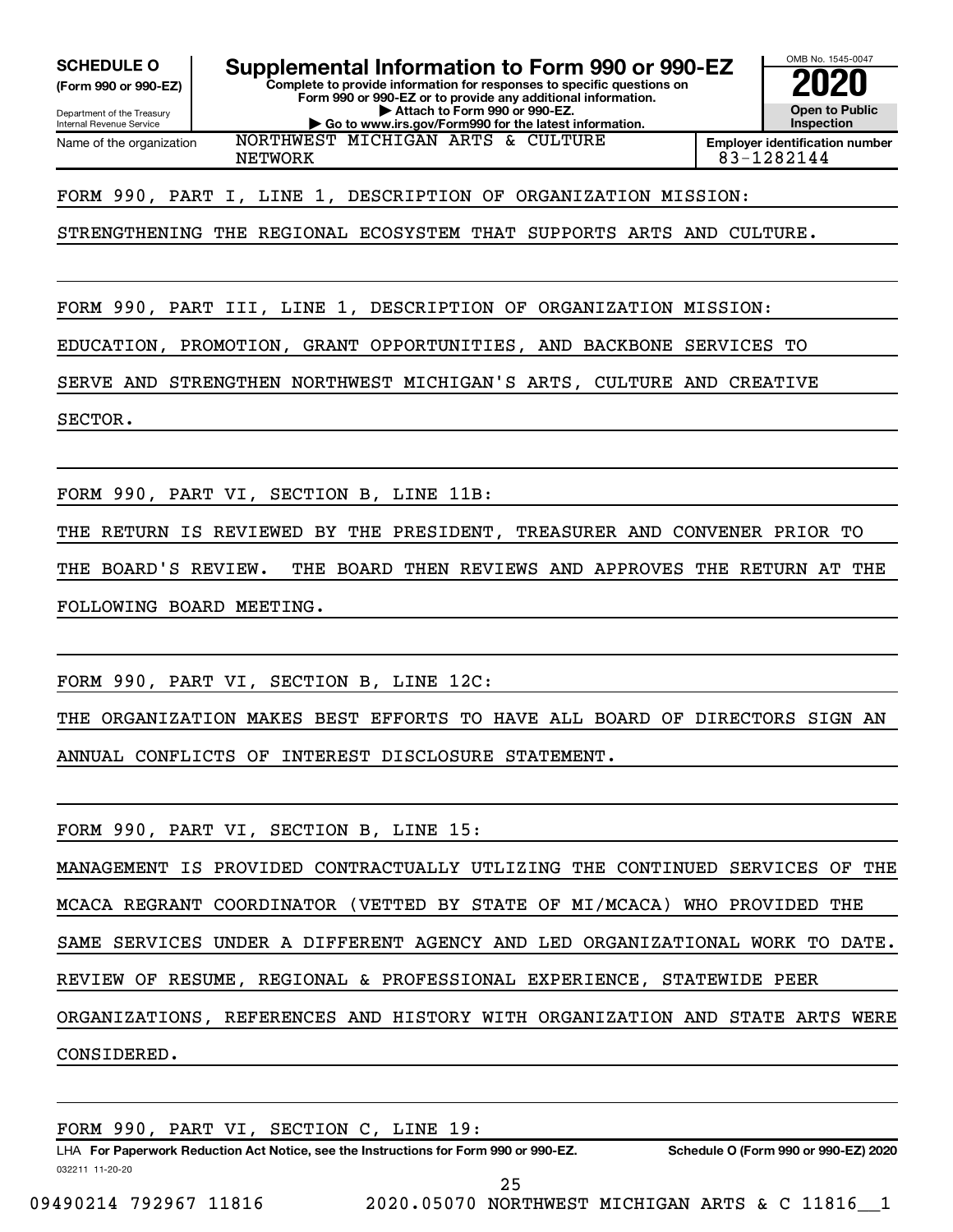**SCHEDULE O**
**(Form 990 or 990-EZ)**

Department of the Treasury
Internal Revenue Service

# Supplemental Information to Form 990 or 990-EZ

**Complete to provide information for responses to specific questions on Form 990 or 990-EZ or to provide any additional information.**
**▶ Attach to Form 990 or 990-EZ.**
**▶ Go to www.irs.gov/Form990 for the latest information.**

OMB No. 1545-0047
**2020**
**Open to Public Inspection**

| Name of the organization | Employer identification number |
|---|---|
| NORTHWEST MICHIGAN ARTS & CULTURE NETWORK | 83-1282144 |

FORM 990, PART I, LINE 1, DESCRIPTION OF ORGANIZATION MISSION:

STRENGTHENING THE REGIONAL ECOSYSTEM THAT SUPPORTS ARTS AND CULTURE.

FORM 990, PART III, LINE 1, DESCRIPTION OF ORGANIZATION MISSION:

EDUCATION, PROMOTION, GRANT OPPORTUNITIES, AND BACKBONE SERVICES TO SERVE AND STRENGTHEN NORTHWEST MICHIGAN'S ARTS, CULTURE AND CREATIVE SECTOR.

FORM 990, PART VI, SECTION B, LINE 11B:

THE RETURN IS REVIEWED BY THE PRESIDENT, TREASURER AND CONVENER PRIOR TO THE BOARD'S REVIEW. THE BOARD THEN REVIEWS AND APPROVES THE RETURN AT THE FOLLOWING BOARD MEETING.

FORM 990, PART VI, SECTION B, LINE 12C:

THE ORGANIZATION MAKES BEST EFFORTS TO HAVE ALL BOARD OF DIRECTORS SIGN AN ANNUAL CONFLICTS OF INTEREST DISCLOSURE STATEMENT.

FORM 990, PART VI, SECTION B, LINE 15:

MANAGEMENT IS PROVIDED CONTRACTUALLY UTLIZING THE CONTINUED SERVICES OF THE MCACA REGRANT COORDINATOR (VETTED BY STATE OF MI/MCACA) WHO PROVIDED THE SAME SERVICES UNDER A DIFFERENT AGENCY AND LED ORGANIZATIONAL WORK TO DATE. REVIEW OF RESUME, REGIONAL & PROFESSIONAL EXPERIENCE, STATEWIDE PEER ORGANIZATIONS, REFERENCES AND HISTORY WITH ORGANIZATION AND STATE ARTS WERE CONSIDERED.

FORM 990, PART VI, SECTION C, LINE 19:

LHA **For Paperwork Reduction Act Notice, see the Instructions for Form 990 or 990-EZ.** **Schedule O (Form 990 or 990-EZ) 2020**
032211 11-20-20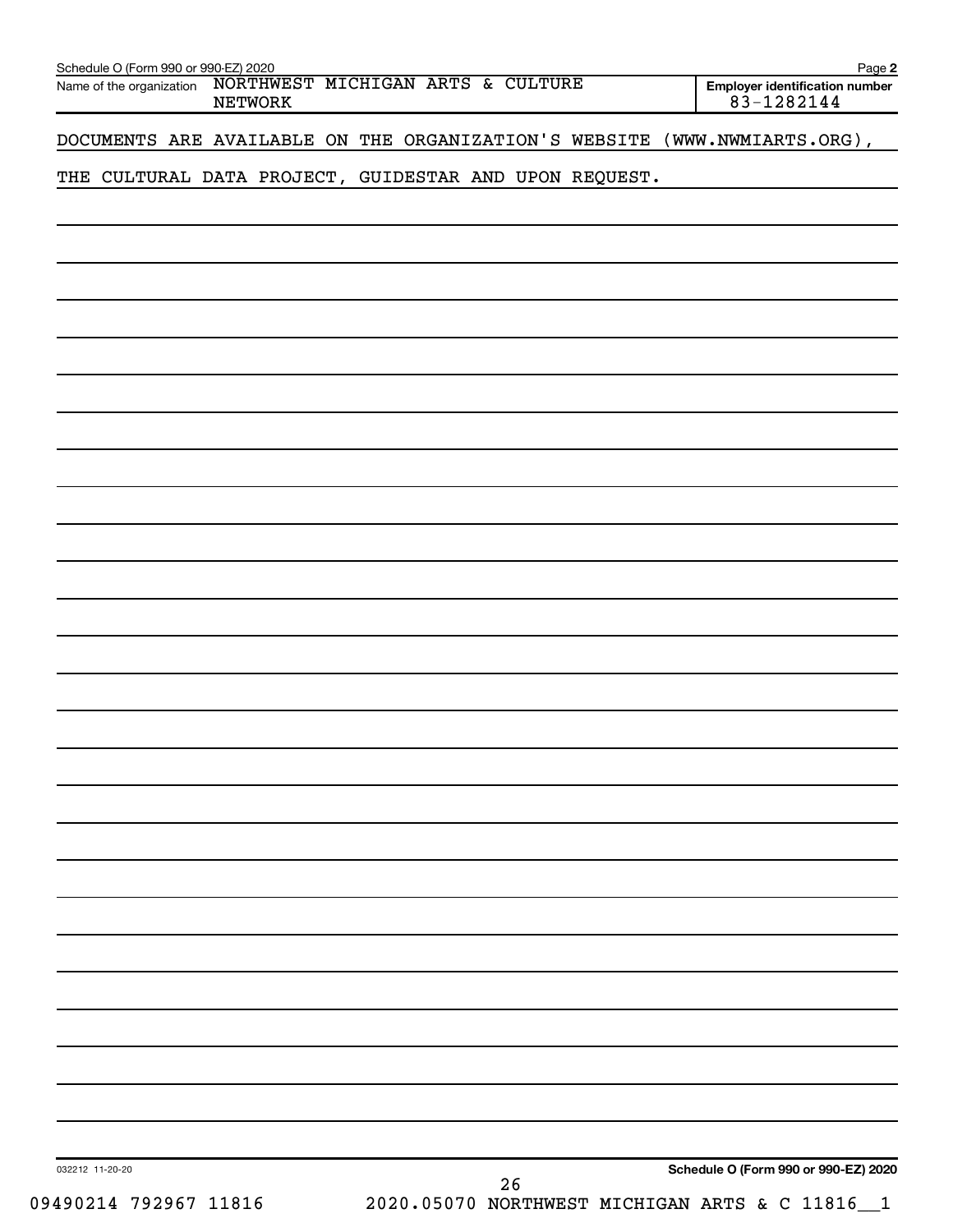Schedule O (Form 990 or 990-EZ) 2020

Name of the organization NORTHWEST MICHIGAN ARTS & CULTURE NETWORK

Employer identification number 83-1282144

DOCUMENTS ARE AVAILABLE ON THE ORGANIZATION'S WEBSITE (WWW.NWMIARTS.ORG), THE CULTURAL DATA PROJECT, GUIDESTAR AND UPON REQUEST.

032212 11-20-20

Schedule O (Form 990 or 990-EZ) 2020

09490214 792967 11816 2020.05070 NORTHWEST MICHIGAN ARTS & C 11816__1